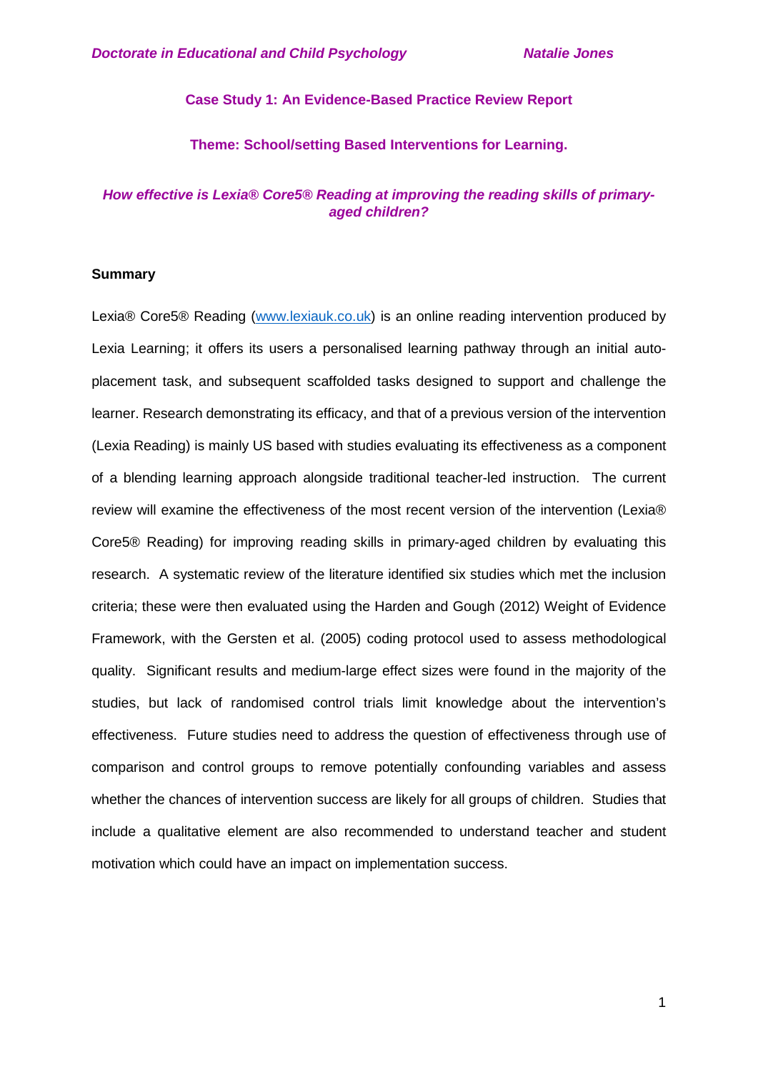**Doctorate in Educational and Child Psychology** **Natalie Jones**

## Case Study 1: An Evidence-Based Practice Review Report

### Theme: School/setting Based Interventions for Learning.

### *How effective is Lexia® Core5® Reading at improving the reading skills of primary-aged children?*

**Summary**

Lexia® Core5® Reading (www.lexiauk.co.uk) is an online reading intervention produced by Lexia Learning; it offers its users a personalised learning pathway through an initial auto-placement task, and subsequent scaffolded tasks designed to support and challenge the learner. Research demonstrating its efficacy, and that of a previous version of the intervention (Lexia Reading) is mainly US based with studies evaluating its effectiveness as a component of a blending learning approach alongside traditional teacher-led instruction. The current review will examine the effectiveness of the most recent version of the intervention (Lexia® Core5® Reading) for improving reading skills in primary-aged children by evaluating this research. A systematic review of the literature identified six studies which met the inclusion criteria; these were then evaluated using the Harden and Gough (2012) Weight of Evidence Framework, with the Gersten et al. (2005) coding protocol used to assess methodological quality. Significant results and medium-large effect sizes were found in the majority of the studies, but lack of randomised control trials limit knowledge about the intervention's effectiveness. Future studies need to address the question of effectiveness through use of comparison and control groups to remove potentially confounding variables and assess whether the chances of intervention success are likely for all groups of children. Studies that include a qualitative element are also recommended to understand teacher and student motivation which could have an impact on implementation success.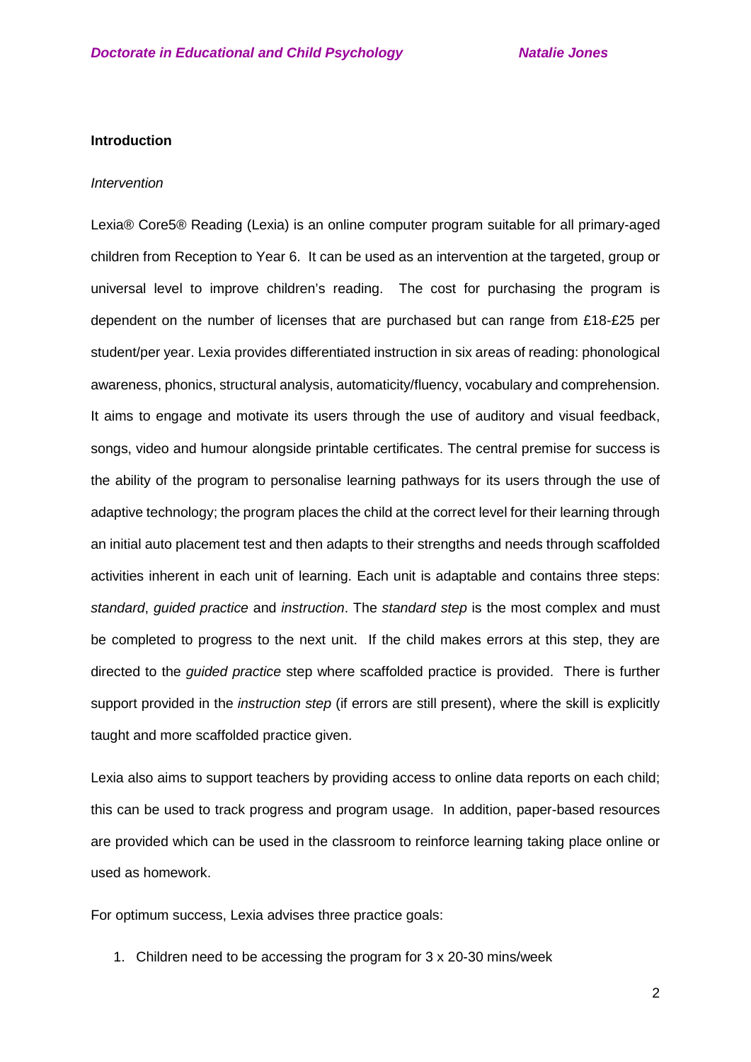**Introduction**

*Intervention*

Lexia® Core5® Reading (Lexia) is an online computer program suitable for all primary-aged children from Reception to Year 6. It can be used as an intervention at the targeted, group or universal level to improve children's reading. The cost for purchasing the program is dependent on the number of licenses that are purchased but can range from £18-£25 per student/per year. Lexia provides differentiated instruction in six areas of reading: phonological awareness, phonics, structural analysis, automaticity/fluency, vocabulary and comprehension. It aims to engage and motivate its users through the use of auditory and visual feedback, songs, video and humour alongside printable certificates. The central premise for success is the ability of the program to personalise learning pathways for its users through the use of adaptive technology; the program places the child at the correct level for their learning through an initial auto placement test and then adapts to their strengths and needs through scaffolded activities inherent in each unit of learning. Each unit is adaptable and contains three steps: *standard*, *guided practice* and *instruction*. The *standard step* is the most complex and must be completed to progress to the next unit. If the child makes errors at this step, they are directed to the *guided practice* step where scaffolded practice is provided. There is further support provided in the *instruction step* (if errors are still present), where the skill is explicitly taught and more scaffolded practice given.

Lexia also aims to support teachers by providing access to online data reports on each child; this can be used to track progress and program usage. In addition, paper-based resources are provided which can be used in the classroom to reinforce learning taking place online or used as homework.

For optimum success, Lexia advises three practice goals:

1. Children need to be accessing the program for 3 x 20-30 mins/week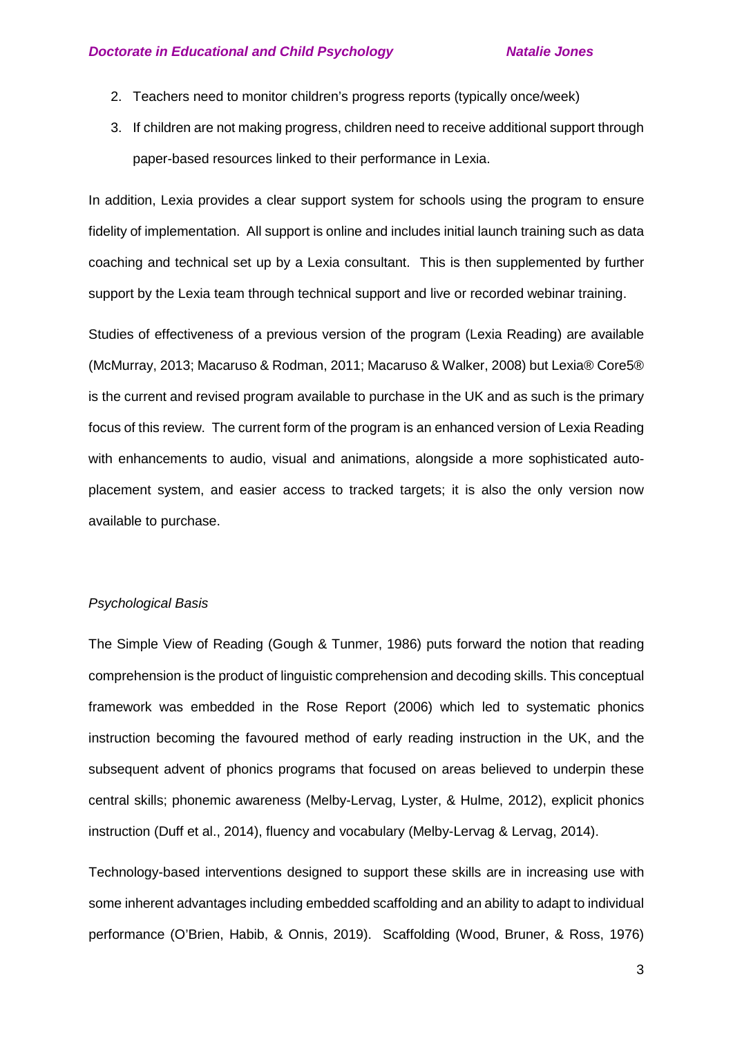2. Teachers need to monitor children's progress reports (typically once/week)
3. If children are not making progress, children need to receive additional support through paper-based resources linked to their performance in Lexia.

In addition, Lexia provides a clear support system for schools using the program to ensure fidelity of implementation. All support is online and includes initial launch training such as data coaching and technical set up by a Lexia consultant. This is then supplemented by further support by the Lexia team through technical support and live or recorded webinar training.

Studies of effectiveness of a previous version of the program (Lexia Reading) are available (McMurray, 2013; Macaruso & Rodman, 2011; Macaruso & Walker, 2008) but Lexia® Core5® is the current and revised program available to purchase in the UK and as such is the primary focus of this review. The current form of the program is an enhanced version of Lexia Reading with enhancements to audio, visual and animations, alongside a more sophisticated auto-placement system, and easier access to tracked targets; it is also the only version now available to purchase.

*Psychological Basis*

The Simple View of Reading (Gough & Tunmer, 1986) puts forward the notion that reading comprehension is the product of linguistic comprehension and decoding skills. This conceptual framework was embedded in the Rose Report (2006) which led to systematic phonics instruction becoming the favoured method of early reading instruction in the UK, and the subsequent advent of phonics programs that focused on areas believed to underpin these central skills; phonemic awareness (Melby-Lervag, Lyster, & Hulme, 2012), explicit phonics instruction (Duff et al., 2014), fluency and vocabulary (Melby-Lervag & Lervag, 2014).

Technology-based interventions designed to support these skills are in increasing use with some inherent advantages including embedded scaffolding and an ability to adapt to individual performance (O'Brien, Habib, & Onnis, 2019). Scaffolding (Wood, Bruner, & Ross, 1976)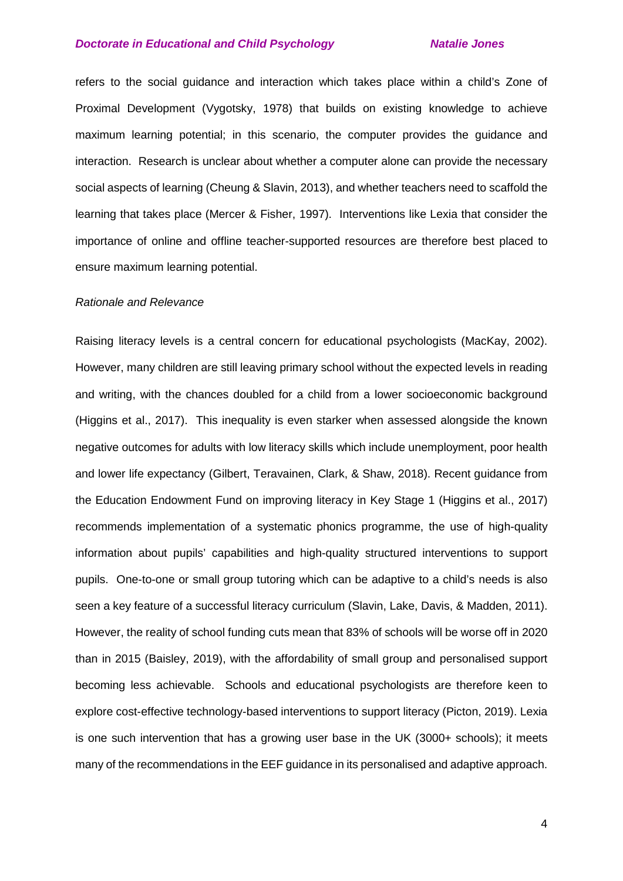refers to the social guidance and interaction which takes place within a child's Zone of Proximal Development (Vygotsky, 1978) that builds on existing knowledge to achieve maximum learning potential; in this scenario, the computer provides the guidance and interaction. Research is unclear about whether a computer alone can provide the necessary social aspects of learning (Cheung & Slavin, 2013), and whether teachers need to scaffold the learning that takes place (Mercer & Fisher, 1997). Interventions like Lexia that consider the importance of online and offline teacher-supported resources are therefore best placed to ensure maximum learning potential.

*Rationale and Relevance*

Raising literacy levels is a central concern for educational psychologists (MacKay, 2002). However, many children are still leaving primary school without the expected levels in reading and writing, with the chances doubled for a child from a lower socioeconomic background (Higgins et al., 2017). This inequality is even starker when assessed alongside the known negative outcomes for adults with low literacy skills which include unemployment, poor health and lower life expectancy (Gilbert, Teravainen, Clark, & Shaw, 2018). Recent guidance from the Education Endowment Fund on improving literacy in Key Stage 1 (Higgins et al., 2017) recommends implementation of a systematic phonics programme, the use of high-quality information about pupils' capabilities and high-quality structured interventions to support pupils. One-to-one or small group tutoring which can be adaptive to a child's needs is also seen a key feature of a successful literacy curriculum (Slavin, Lake, Davis, & Madden, 2011). However, the reality of school funding cuts mean that 83% of schools will be worse off in 2020 than in 2015 (Baisley, 2019), with the affordability of small group and personalised support becoming less achievable. Schools and educational psychologists are therefore keen to explore cost-effective technology-based interventions to support literacy (Picton, 2019). Lexia is one such intervention that has a growing user base in the UK (3000+ schools); it meets many of the recommendations in the EEF guidance in its personalised and adaptive approach.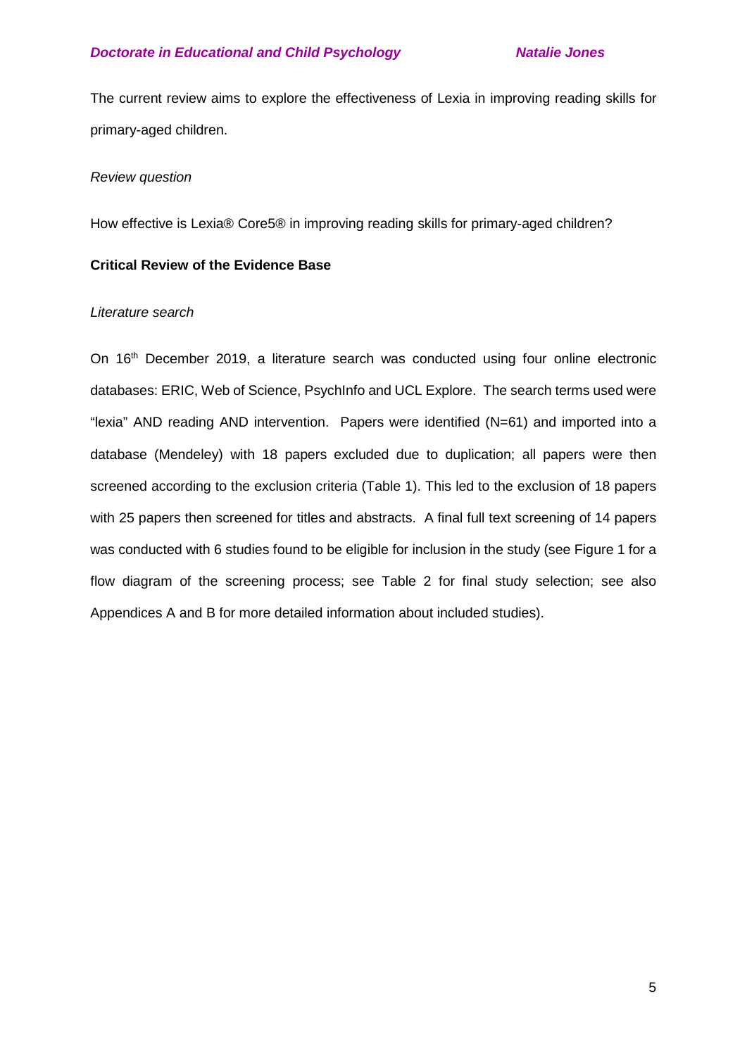The current review aims to explore the effectiveness of Lexia in improving reading skills for primary-aged children.

*Review question*

How effective is Lexia® Core5® in improving reading skills for primary-aged children?

**Critical Review of the Evidence Base**

*Literature search*

On 16th December 2019, a literature search was conducted using four online electronic databases: ERIC, Web of Science, PsychInfo and UCL Explore. The search terms used were "lexia" AND reading AND intervention. Papers were identified (N=61) and imported into a database (Mendeley) with 18 papers excluded due to duplication; all papers were then screened according to the exclusion criteria (Table 1). This led to the exclusion of 18 papers with 25 papers then screened for titles and abstracts. A final full text screening of 14 papers was conducted with 6 studies found to be eligible for inclusion in the study (see Figure 1 for a flow diagram of the screening process; see Table 2 for final study selection; see also Appendices A and B for more detailed information about included studies).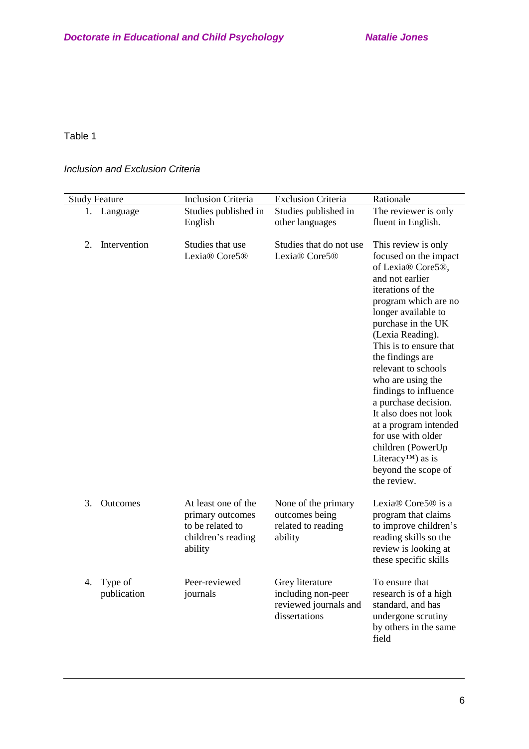Table 1

*Inclusion and Exclusion Criteria*

| Study Feature | Inclusion Criteria | Exclusion Criteria | Rationale |
|---|---|---|---|
| 1. Language | Studies published in English | Studies published in other languages | The reviewer is only fluent in English. |
| 2. Intervention | Studies that use Lexia® Core5® | Studies that do not use Lexia® Core5® | This review is only focused on the impact of Lexia® Core5®, and not earlier iterations of the program which are no longer available to purchase in the UK (Lexia Reading). This is to ensure that the findings are relevant to schools who are using the findings to influence a purchase decision. It also does not look at a program intended for use with older children (PowerUp Literacy™) as is beyond the scope of the review. |
| 3. Outcomes | At least one of the primary outcomes to be related to children's reading ability | None of the primary outcomes being related to reading ability | Lexia® Core5® is a program that claims to improve children's reading skills so the review is looking at these specific skills |
| 4. Type of publication | Peer-reviewed journals | Grey literature including non-peer reviewed journals and dissertations | To ensure that research is of a high standard, and has undergone scrutiny by others in the same field |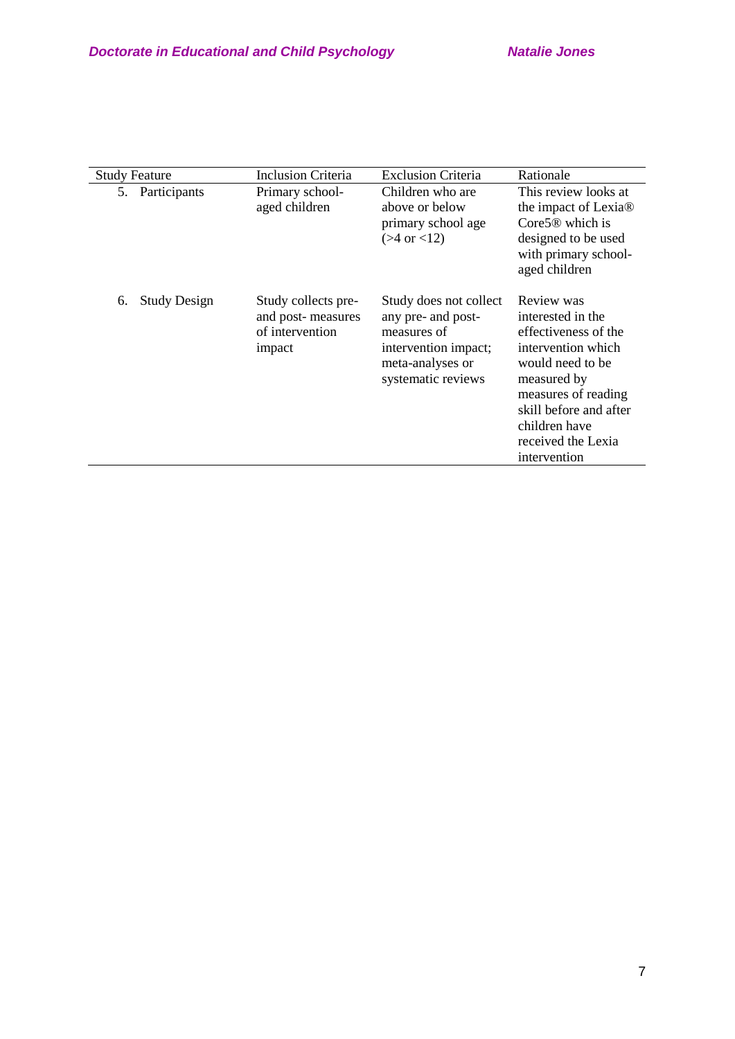| Study Feature | Inclusion Criteria | Exclusion Criteria | Rationale |
|---|---|---|---|
| 5. Participants | Primary school-aged children | Children who are above or below primary school age (>4 or <12) | This review looks at the impact of Lexia® Core5® which is designed to be used with primary school-aged children |
| 6. Study Design | Study collects pre- and post- measures of intervention impact | Study does not collect any pre- and post- measures of intervention impact; meta-analyses or systematic reviews | Review was interested in the effectiveness of the intervention which would need to be measured by measures of reading skill before and after children have received the Lexia intervention |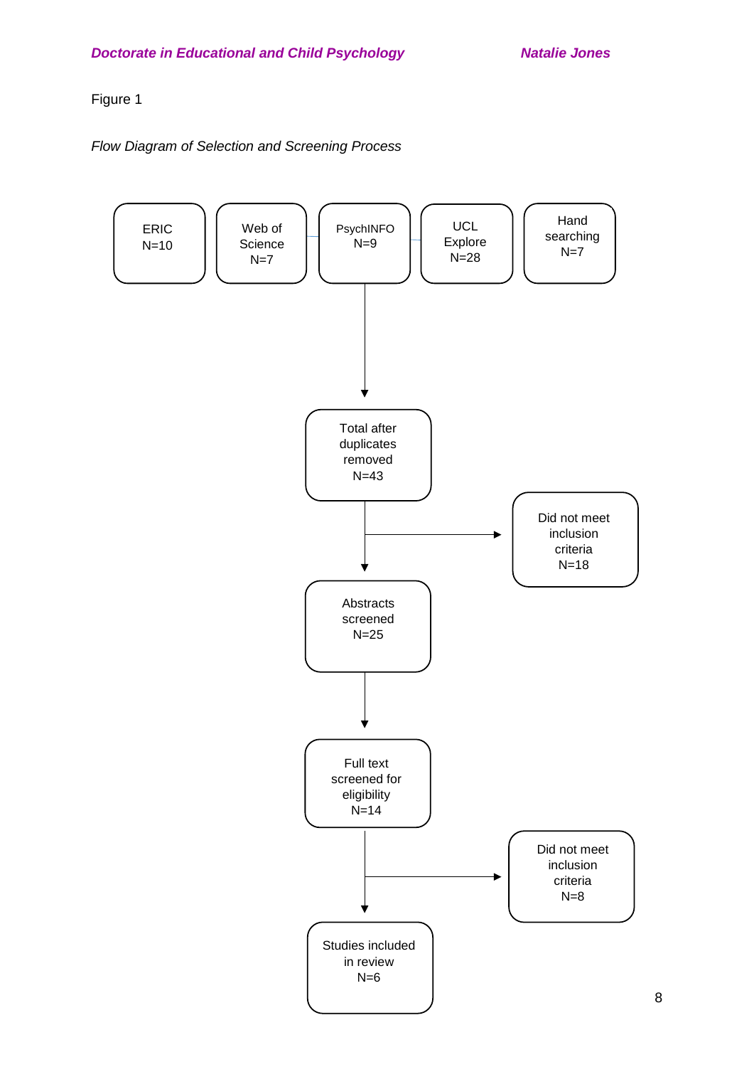Figure 1

*Flow Diagram of Selection and Screening Process*

ERIC N=10

Web of Science N=7

PsychINFO N=9

UCL Explore N=28

Hand searching N=7

Total after duplicates removed N=43

Did not meet inclusion criteria N=18

Abstracts screened N=25

Full text screened for eligibility N=14

Did not meet inclusion criteria N=8

Studies included in review N=6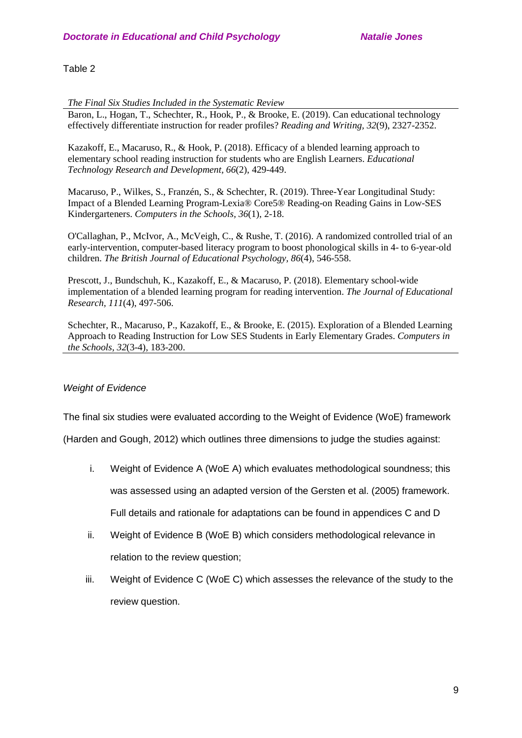Table 2

*The Final Six Studies Included in the Systematic Review*

Baron, L., Hogan, T., Schechter, R., Hook, P., & Brooke, E. (2019). Can educational technology effectively differentiate instruction for reader profiles? *Reading and Writing, 32*(9), 2327-2352.

Kazakoff, E., Macaruso, R., & Hook, P. (2018). Efficacy of a blended learning approach to elementary school reading instruction for students who are English Learners. *Educational Technology Research and Development, 66*(2), 429-449.

Macaruso, P., Wilkes, S., Franzén, S., & Schechter, R. (2019). Three-Year Longitudinal Study: Impact of a Blended Learning Program-Lexia® Core5® Reading-on Reading Gains in Low-SES Kindergarteners. *Computers in the Schools, 36*(1), 2-18.

O'Callaghan, P., McIvor, A., McVeigh, C., & Rushe, T. (2016). A randomized controlled trial of an early-intervention, computer-based literacy program to boost phonological skills in 4- to 6-year-old children. *The British Journal of Educational Psychology, 86*(4), 546-558.

Prescott, J., Bundschuh, K., Kazakoff, E., & Macaruso, P. (2018). Elementary school-wide implementation of a blended learning program for reading intervention. *The Journal of Educational Research, 111*(4), 497-506.

Schechter, R., Macaruso, P., Kazakoff, E., & Brooke, E. (2015). Exploration of a Blended Learning Approach to Reading Instruction for Low SES Students in Early Elementary Grades. *Computers in the Schools, 32*(3-4), 183-200.

*Weight of Evidence*

The final six studies were evaluated according to the Weight of Evidence (WoE) framework (Harden and Gough, 2012) which outlines three dimensions to judge the studies against:

i. Weight of Evidence A (WoE A) which evaluates methodological soundness; this was assessed using an adapted version of the Gersten et al. (2005) framework. Full details and rationale for adaptations can be found in appendices C and D

ii. Weight of Evidence B (WoE B) which considers methodological relevance in relation to the review question;

iii. Weight of Evidence C (WoE C) which assesses the relevance of the study to the review question.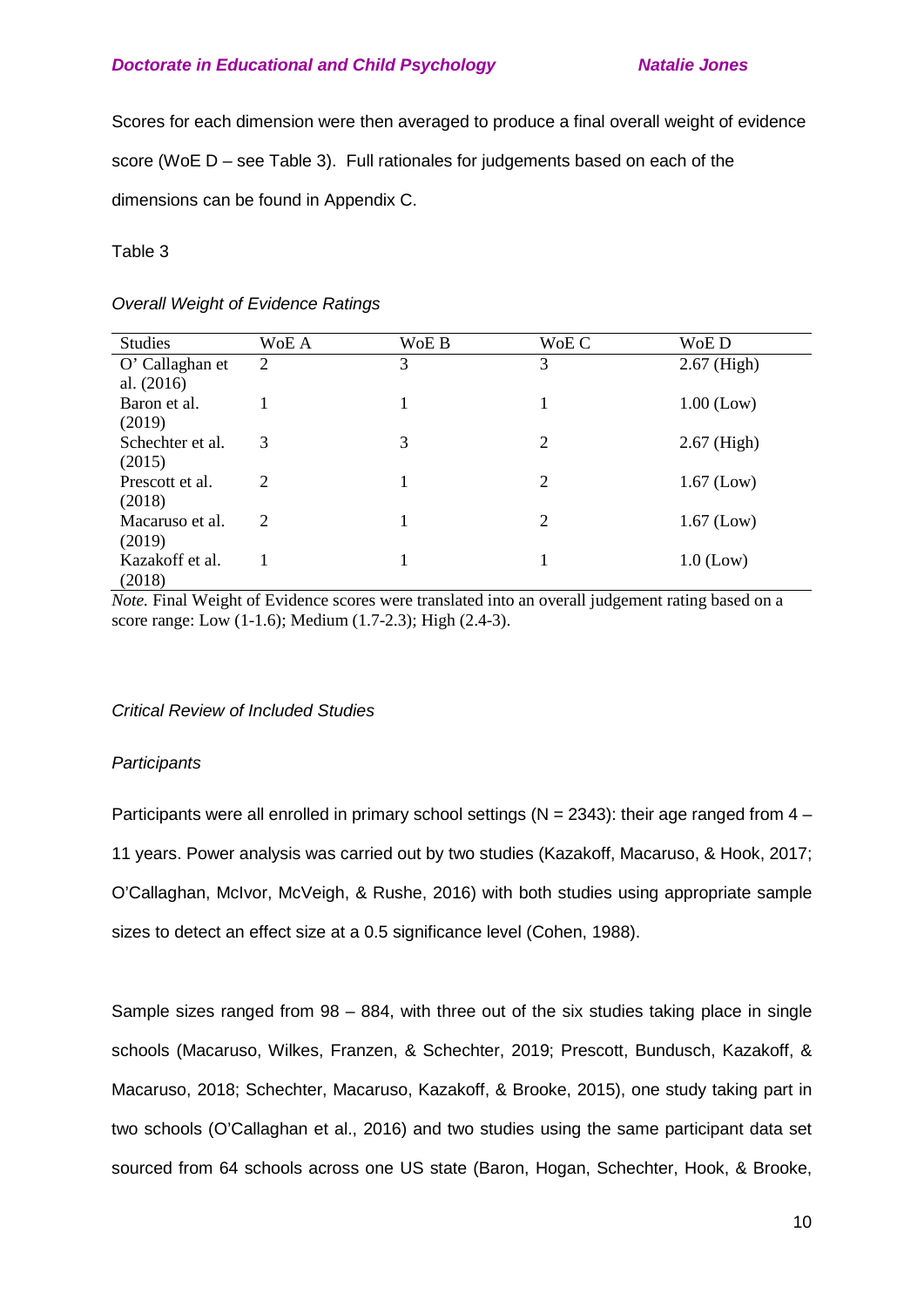Scores for each dimension were then averaged to produce a final overall weight of evidence score (WoE D – see Table 3). Full rationales for judgements based on each of the dimensions can be found in Appendix C.

Table 3

*Overall Weight of Evidence Ratings*

| Studies | WoE A | WoE B | WoE C | WoE D |
|---|---|---|---|---|
| O' Callaghan et al. (2016) | 2 | 3 | 3 | 2.67 (High) |
| Baron et al. (2019) | 1 | 1 | 1 | 1.00 (Low) |
| Schechter et al. (2015) | 3 | 3 | 2 | 2.67 (High) |
| Prescott et al. (2018) | 2 | 1 | 2 | 1.67 (Low) |
| Macaruso et al. (2019) | 2 | 1 | 2 | 1.67 (Low) |
| Kazakoff et al. (2018) | 1 | 1 | 1 | 1.0 (Low) |

*Note.* Final Weight of Evidence scores were translated into an overall judgement rating based on a score range: Low (1-1.6); Medium (1.7-2.3); High (2.4-3).

*Critical Review of Included Studies*

*Participants*

Participants were all enrolled in primary school settings (N = 2343): their age ranged from 4 – 11 years. Power analysis was carried out by two studies (Kazakoff, Macaruso, & Hook, 2017; O'Callaghan, McIvor, McVeigh, & Rushe, 2016) with both studies using appropriate sample sizes to detect an effect size at a 0.5 significance level (Cohen, 1988).

Sample sizes ranged from 98 – 884, with three out of the six studies taking place in single schools (Macaruso, Wilkes, Franzen, & Schechter, 2019; Prescott, Bundusch, Kazakoff, & Macaruso, 2018; Schechter, Macaruso, Kazakoff, & Brooke, 2015), one study taking part in two schools (O'Callaghan et al., 2016) and two studies using the same participant data set sourced from 64 schools across one US state (Baron, Hogan, Schechter, Hook, & Brooke,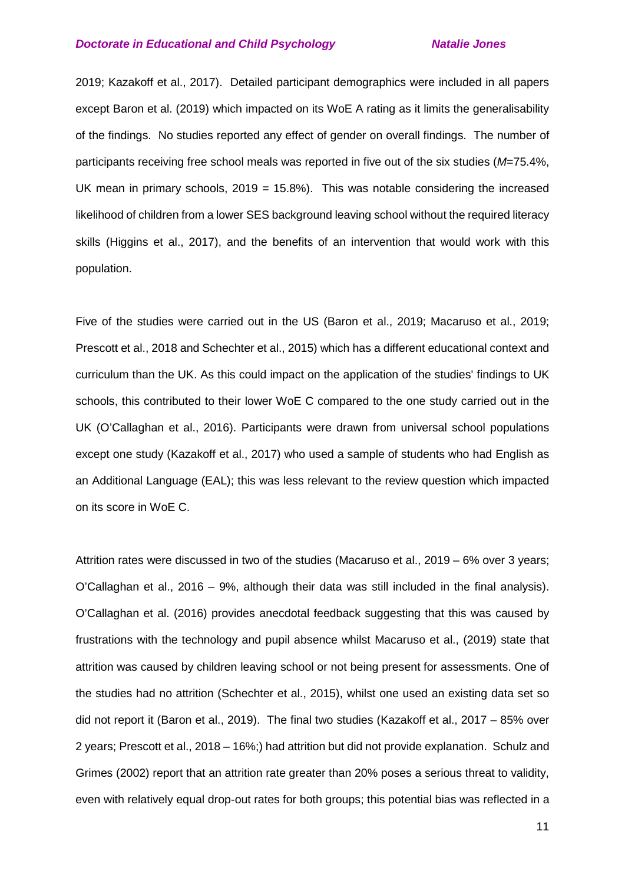2019; Kazakoff et al., 2017). Detailed participant demographics were included in all papers except Baron et al. (2019) which impacted on its WoE A rating as it limits the generalisability of the findings. No studies reported any effect of gender on overall findings. The number of participants receiving free school meals was reported in five out of the six studies (*M*=75.4%, UK mean in primary schools, 2019 = 15.8%). This was notable considering the increased likelihood of children from a lower SES background leaving school without the required literacy skills (Higgins et al., 2017), and the benefits of an intervention that would work with this population.

Five of the studies were carried out in the US (Baron et al., 2019; Macaruso et al., 2019; Prescott et al., 2018 and Schechter et al., 2015) which has a different educational context and curriculum than the UK. As this could impact on the application of the studies' findings to UK schools, this contributed to their lower WoE C compared to the one study carried out in the UK (O'Callaghan et al., 2016). Participants were drawn from universal school populations except one study (Kazakoff et al., 2017) who used a sample of students who had English as an Additional Language (EAL); this was less relevant to the review question which impacted on its score in WoE C.

Attrition rates were discussed in two of the studies (Macaruso et al., 2019 – 6% over 3 years; O'Callaghan et al., 2016 – 9%, although their data was still included in the final analysis). O'Callaghan et al. (2016) provides anecdotal feedback suggesting that this was caused by frustrations with the technology and pupil absence whilst Macaruso et al., (2019) state that attrition was caused by children leaving school or not being present for assessments. One of the studies had no attrition (Schechter et al., 2015), whilst one used an existing data set so did not report it (Baron et al., 2019). The final two studies (Kazakoff et al., 2017 – 85% over 2 years; Prescott et al., 2018 – 16%;) had attrition but did not provide explanation. Schulz and Grimes (2002) report that an attrition rate greater than 20% poses a serious threat to validity, even with relatively equal drop-out rates for both groups; this potential bias was reflected in a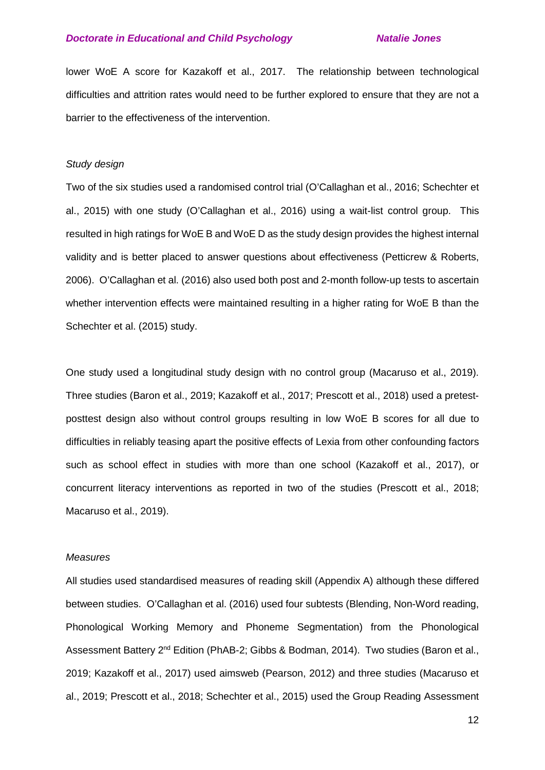lower WoE A score for Kazakoff et al., 2017. The relationship between technological difficulties and attrition rates would need to be further explored to ensure that they are not a barrier to the effectiveness of the intervention.

*Study design*

Two of the six studies used a randomised control trial (O'Callaghan et al., 2016; Schechter et al., 2015) with one study (O'Callaghan et al., 2016) using a wait-list control group. This resulted in high ratings for WoE B and WoE D as the study design provides the highest internal validity and is better placed to answer questions about effectiveness (Petticrew & Roberts, 2006). O'Callaghan et al. (2016) also used both post and 2-month follow-up tests to ascertain whether intervention effects were maintained resulting in a higher rating for WoE B than the Schechter et al. (2015) study.

One study used a longitudinal study design with no control group (Macaruso et al., 2019). Three studies (Baron et al., 2019; Kazakoff et al., 2017; Prescott et al., 2018) used a pretest-posttest design also without control groups resulting in low WoE B scores for all due to difficulties in reliably teasing apart the positive effects of Lexia from other confounding factors such as school effect in studies with more than one school (Kazakoff et al., 2017), or concurrent literacy interventions as reported in two of the studies (Prescott et al., 2018; Macaruso et al., 2019).

*Measures*

All studies used standardised measures of reading skill (Appendix A) although these differed between studies. O'Callaghan et al. (2016) used four subtests (Blending, Non-Word reading, Phonological Working Memory and Phoneme Segmentation) from the Phonological Assessment Battery 2nd Edition (PhAB-2; Gibbs & Bodman, 2014). Two studies (Baron et al., 2019; Kazakoff et al., 2017) used aimsweb (Pearson, 2012) and three studies (Macaruso et al., 2019; Prescott et al., 2018; Schechter et al., 2015) used the Group Reading Assessment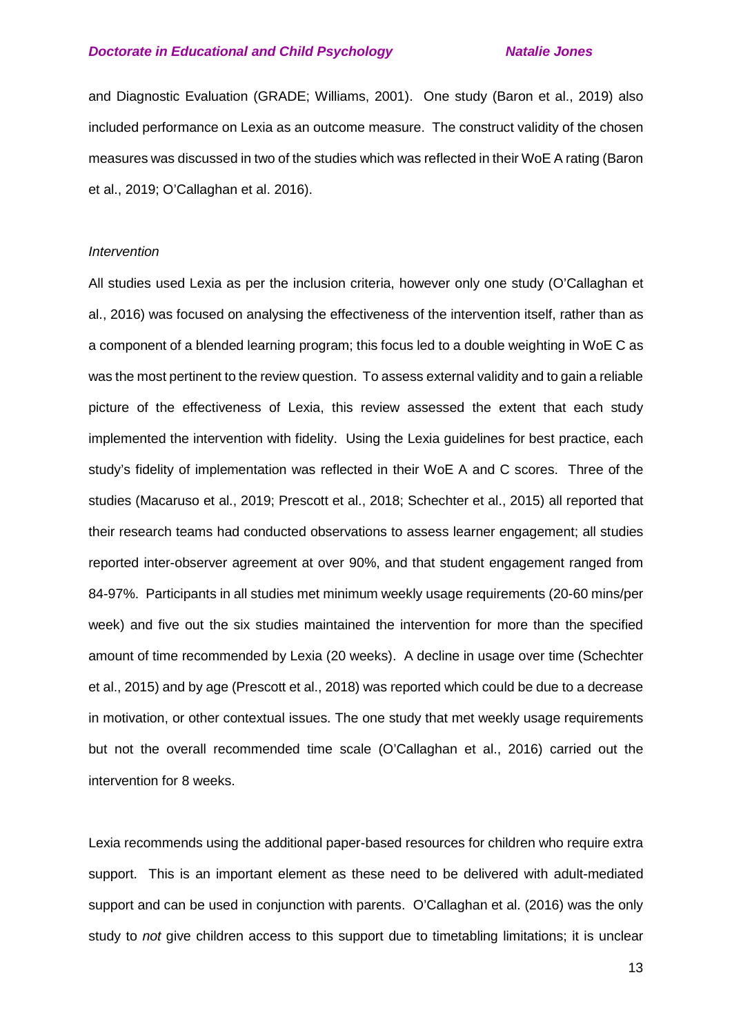and Diagnostic Evaluation (GRADE; Williams, 2001). One study (Baron et al., 2019) also included performance on Lexia as an outcome measure. The construct validity of the chosen measures was discussed in two of the studies which was reflected in their WoE A rating (Baron et al., 2019; O'Callaghan et al. 2016).

*Intervention*

All studies used Lexia as per the inclusion criteria, however only one study (O'Callaghan et al., 2016) was focused on analysing the effectiveness of the intervention itself, rather than as a component of a blended learning program; this focus led to a double weighting in WoE C as was the most pertinent to the review question. To assess external validity and to gain a reliable picture of the effectiveness of Lexia, this review assessed the extent that each study implemented the intervention with fidelity. Using the Lexia guidelines for best practice, each study's fidelity of implementation was reflected in their WoE A and C scores. Three of the studies (Macaruso et al., 2019; Prescott et al., 2018; Schechter et al., 2015) all reported that their research teams had conducted observations to assess learner engagement; all studies reported inter-observer agreement at over 90%, and that student engagement ranged from 84-97%. Participants in all studies met minimum weekly usage requirements (20-60 mins/per week) and five out the six studies maintained the intervention for more than the specified amount of time recommended by Lexia (20 weeks). A decline in usage over time (Schechter et al., 2015) and by age (Prescott et al., 2018) was reported which could be due to a decrease in motivation, or other contextual issues. The one study that met weekly usage requirements but not the overall recommended time scale (O'Callaghan et al., 2016) carried out the intervention for 8 weeks.

Lexia recommends using the additional paper-based resources for children who require extra support. This is an important element as these need to be delivered with adult-mediated support and can be used in conjunction with parents. O'Callaghan et al. (2016) was the only study to *not* give children access to this support due to timetabling limitations; it is unclear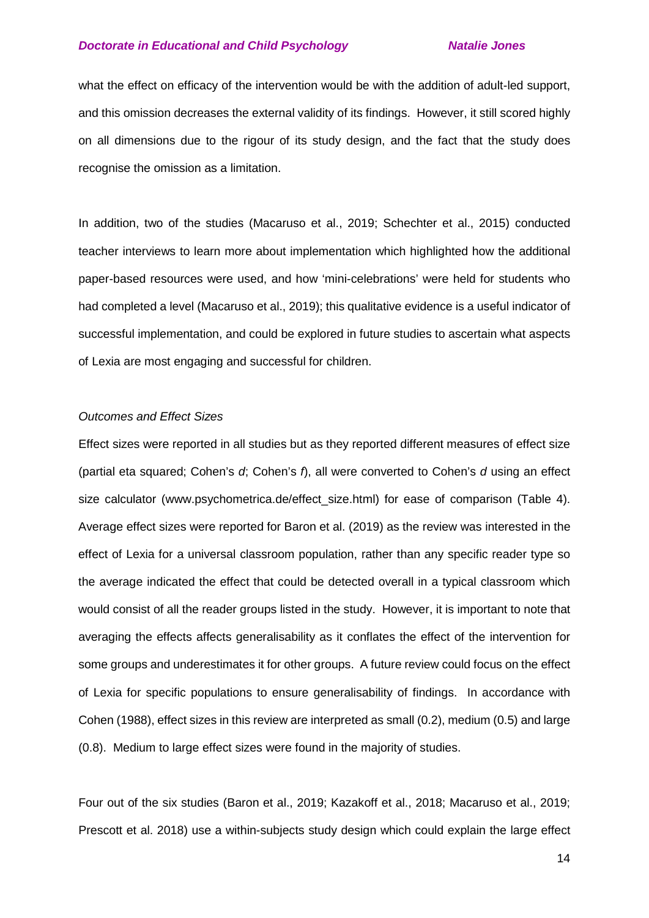what the effect on efficacy of the intervention would be with the addition of adult-led support, and this omission decreases the external validity of its findings. However, it still scored highly on all dimensions due to the rigour of its study design, and the fact that the study does recognise the omission as a limitation.

In addition, two of the studies (Macaruso et al., 2019; Schechter et al., 2015) conducted teacher interviews to learn more about implementation which highlighted how the additional paper-based resources were used, and how 'mini-celebrations' were held for students who had completed a level (Macaruso et al., 2019); this qualitative evidence is a useful indicator of successful implementation, and could be explored in future studies to ascertain what aspects of Lexia are most engaging and successful for children.

*Outcomes and Effect Sizes*

Effect sizes were reported in all studies but as they reported different measures of effect size (partial eta squared; Cohen's *d*; Cohen's *f*), all were converted to Cohen's *d* using an effect size calculator (www.psychometrica.de/effect_size.html) for ease of comparison (Table 4). Average effect sizes were reported for Baron et al. (2019) as the review was interested in the effect of Lexia for a universal classroom population, rather than any specific reader type so the average indicated the effect that could be detected overall in a typical classroom which would consist of all the reader groups listed in the study. However, it is important to note that averaging the effects affects generalisability as it conflates the effect of the intervention for some groups and underestimates it for other groups. A future review could focus on the effect of Lexia for specific populations to ensure generalisability of findings. In accordance with Cohen (1988), effect sizes in this review are interpreted as small (0.2), medium (0.5) and large (0.8). Medium to large effect sizes were found in the majority of studies.

Four out of the six studies (Baron et al., 2019; Kazakoff et al., 2018; Macaruso et al., 2019; Prescott et al. 2018) use a within-subjects study design which could explain the large effect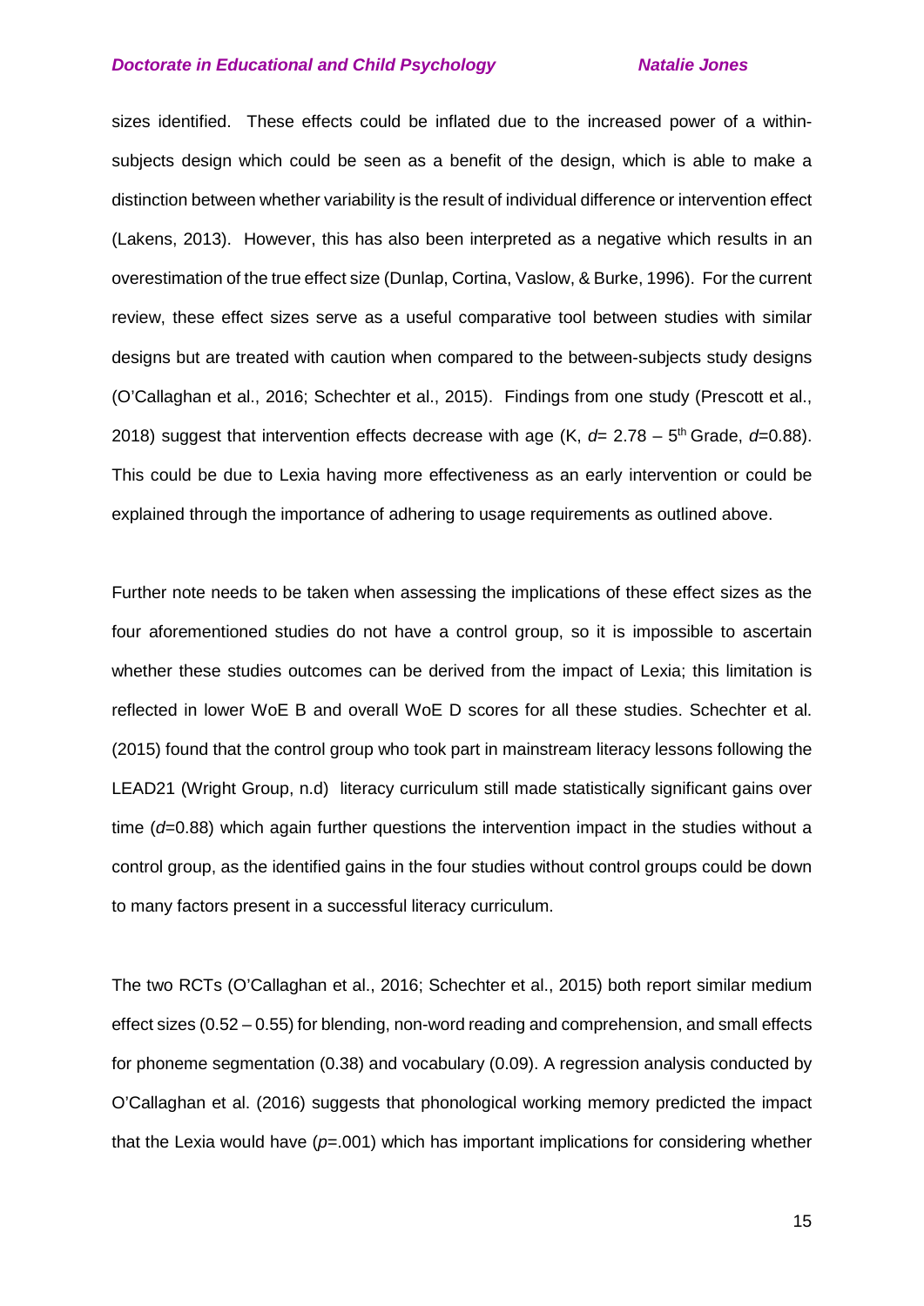sizes identified. These effects could be inflated due to the increased power of a within-subjects design which could be seen as a benefit of the design, which is able to make a distinction between whether variability is the result of individual difference or intervention effect (Lakens, 2013). However, this has also been interpreted as a negative which results in an overestimation of the true effect size (Dunlap, Cortina, Vaslow, & Burke, 1996). For the current review, these effect sizes serve as a useful comparative tool between studies with similar designs but are treated with caution when compared to the between-subjects study designs (O'Callaghan et al., 2016; Schechter et al., 2015). Findings from one study (Prescott et al., 2018) suggest that intervention effects decrease with age (K, $d$= 2.78 – 5$^{th}$ Grade, $d$=0.88). This could be due to Lexia having more effectiveness as an early intervention or could be explained through the importance of adhering to usage requirements as outlined above.

Further note needs to be taken when assessing the implications of these effect sizes as the four aforementioned studies do not have a control group, so it is impossible to ascertain whether these studies outcomes can be derived from the impact of Lexia; this limitation is reflected in lower WoE B and overall WoE D scores for all these studies. Schechter et al. (2015) found that the control group who took part in mainstream literacy lessons following the LEAD21 (Wright Group, n.d) literacy curriculum still made statistically significant gains over time ($d$=0.88) which again further questions the intervention impact in the studies without a control group, as the identified gains in the four studies without control groups could be down to many factors present in a successful literacy curriculum.

The two RCTs (O'Callaghan et al., 2016; Schechter et al., 2015) both report similar medium effect sizes (0.52 – 0.55) for blending, non-word reading and comprehension, and small effects for phoneme segmentation (0.38) and vocabulary (0.09). A regression analysis conducted by O'Callaghan et al. (2016) suggests that phonological working memory predicted the impact that the Lexia would have ($p$=.001) which has important implications for considering whether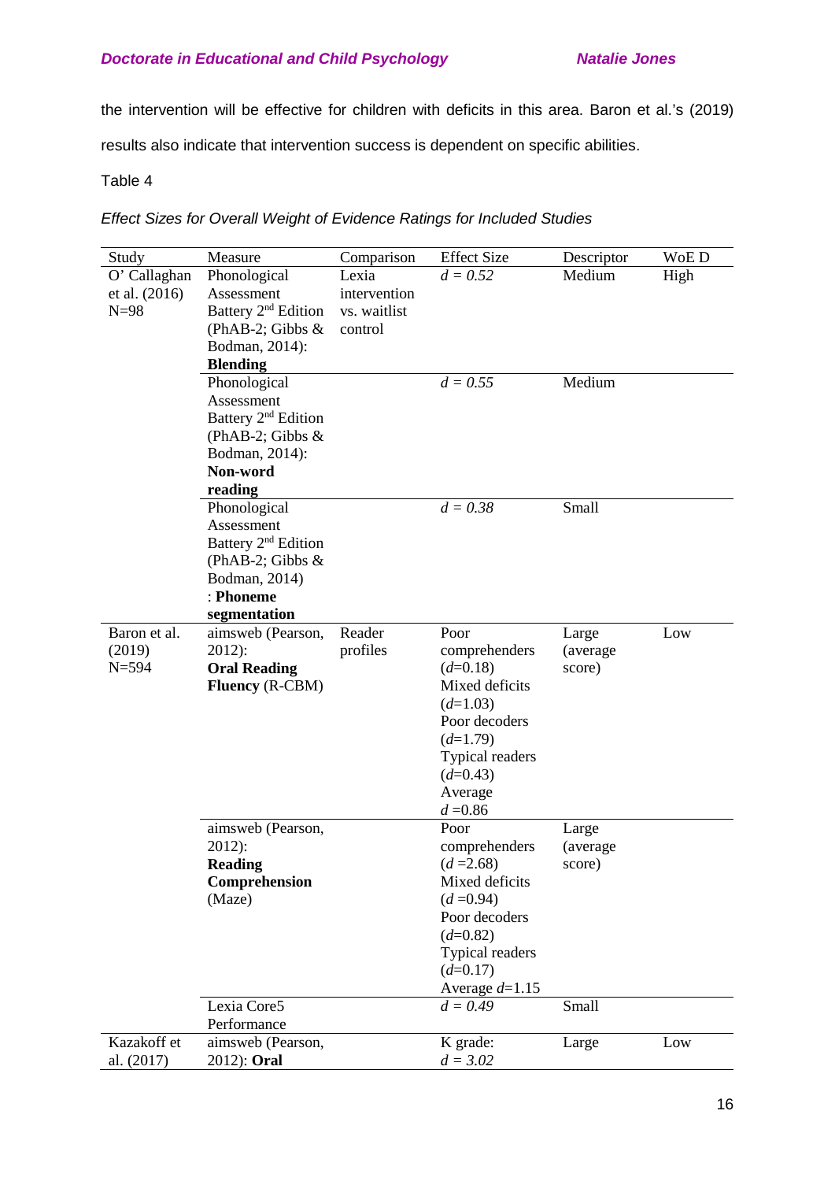the intervention will be effective for children with deficits in this area. Baron et al.'s (2019) results also indicate that intervention success is dependent on specific abilities.

Table 4

*Effect Sizes for Overall Weight of Evidence Ratings for Included Studies*

| Study | Measure | Comparison | Effect Size | Descriptor | WoE D |
|---|---|---|---|---|---|
| O' Callaghan et al. (2016) N=98 | Phonological Assessment Battery 2nd Edition (PhAB-2; Gibbs & Bodman, 2014): **Blending** | Lexia intervention vs. waitlist control | $d = 0.52$ | Medium | High |
| | Phonological Assessment Battery 2nd Edition (PhAB-2; Gibbs & Bodman, 2014): **Non-word reading** | | $d = 0.55$ | Medium | |
| | Phonological Assessment Battery 2nd Edition (PhAB-2; Gibbs & Bodman, 2014) : **Phoneme segmentation** | | $d = 0.38$ | Small | |
| Baron et al. (2019) N=594 | aimsweb (Pearson, 2012): **Oral Reading Fluency** (R-CBM) | Reader profiles | Poor comprehenders ($d$=0.18) Mixed deficits ($d$=1.03) Poor decoders ($d$=1.79) Typical readers ($d$=0.43) Average $d$ =0.86 | Large (average score) | Low |
| | aimsweb (Pearson, 2012): **Reading Comprehension** (Maze) | | Poor comprehenders ($d$ =2.68) Mixed deficits ($d$ =0.94) Poor decoders ($d$=0.82) Typical readers ($d$=0.17) Average $d$=1.15 | Large (average score) | |
| | Lexia Core5 Performance | | $d = 0.49$ | Small | |
| Kazakoff et al. (2017) | aimsweb (Pearson, 2012): **Oral** | | K grade: $d = 3.02$ | Large | Low |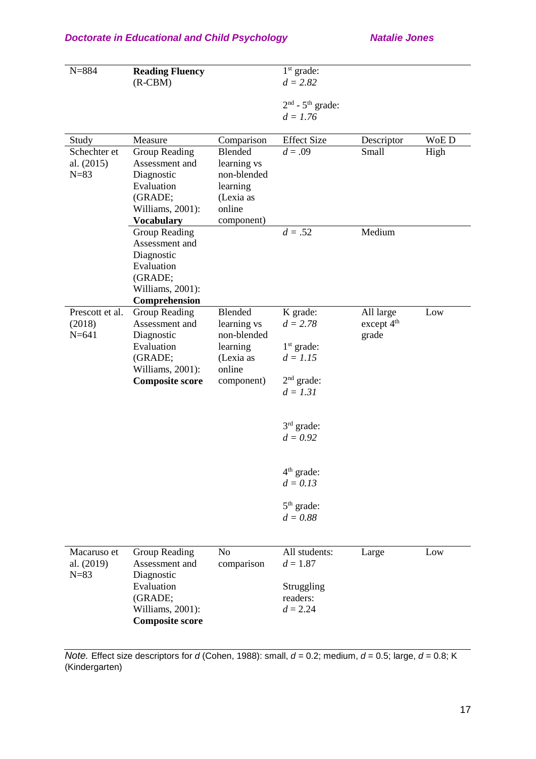| Study | Measure | Comparison | Effect Size | Descriptor | WoE D |
|---|---|---|---|---|---|
| N=884 | **Reading Fluency** (R-CBM) | | 1st grade: *d = 2.82* <br> 2nd - 5th grade: *d = 1.76* | | |
| Schechter et al. (2015) N=83 | Group Reading Assessment and Diagnostic Evaluation (GRADE; Williams, 2001): **Vocabulary** | Blended learning vs non-blended learning (Lexia as online component) | *d* = .09 | Small | High |
| | Group Reading Assessment and Diagnostic Evaluation (GRADE; Williams, 2001): **Comprehension** | | *d* = .52 | Medium | |
| Prescott et al. (2018) N=641 | Group Reading Assessment and Diagnostic Evaluation (GRADE; Williams, 2001): **Composite score** | Blended learning vs non-blended learning (Lexia as online component) | K grade: *d = 2.78* <br> 1st grade: *d = 1.15* <br> 2nd grade: *d = 1.31* <br> 3rd grade: *d = 0.92* <br> 4th grade: *d = 0.13* <br> 5th grade: *d = 0.88* | All large except 4th grade | Low |
| Macaruso et al. (2019) N=83 | Group Reading Assessment and Diagnostic Evaluation (GRADE; Williams, 2001): **Composite score** | No comparison | All students: *d* = 1.87 <br> Struggling readers: *d* = 2.24 | Large | Low |

*Note.* Effect size descriptors for *d* (Cohen, 1988): small, *d* = 0.2; medium, *d* = 0.5; large, *d* = 0.8; K (Kindergarten)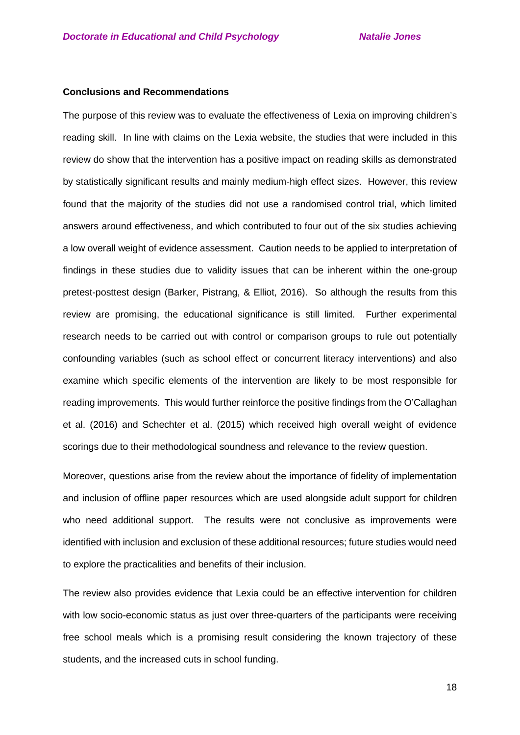**Conclusions and Recommendations**

The purpose of this review was to evaluate the effectiveness of Lexia on improving children's reading skill. In line with claims on the Lexia website, the studies that were included in this review do show that the intervention has a positive impact on reading skills as demonstrated by statistically significant results and mainly medium-high effect sizes. However, this review found that the majority of the studies did not use a randomised control trial, which limited answers around effectiveness, and which contributed to four out of the six studies achieving a low overall weight of evidence assessment. Caution needs to be applied to interpretation of findings in these studies due to validity issues that can be inherent within the one-group pretest-posttest design (Barker, Pistrang, & Elliot, 2016). So although the results from this review are promising, the educational significance is still limited. Further experimental research needs to be carried out with control or comparison groups to rule out potentially confounding variables (such as school effect or concurrent literacy interventions) and also examine which specific elements of the intervention are likely to be most responsible for reading improvements. This would further reinforce the positive findings from the O'Callaghan et al. (2016) and Schechter et al. (2015) which received high overall weight of evidence scorings due to their methodological soundness and relevance to the review question.

Moreover, questions arise from the review about the importance of fidelity of implementation and inclusion of offline paper resources which are used alongside adult support for children who need additional support. The results were not conclusive as improvements were identified with inclusion and exclusion of these additional resources; future studies would need to explore the practicalities and benefits of their inclusion.

The review also provides evidence that Lexia could be an effective intervention for children with low socio-economic status as just over three-quarters of the participants were receiving free school meals which is a promising result considering the known trajectory of these students, and the increased cuts in school funding.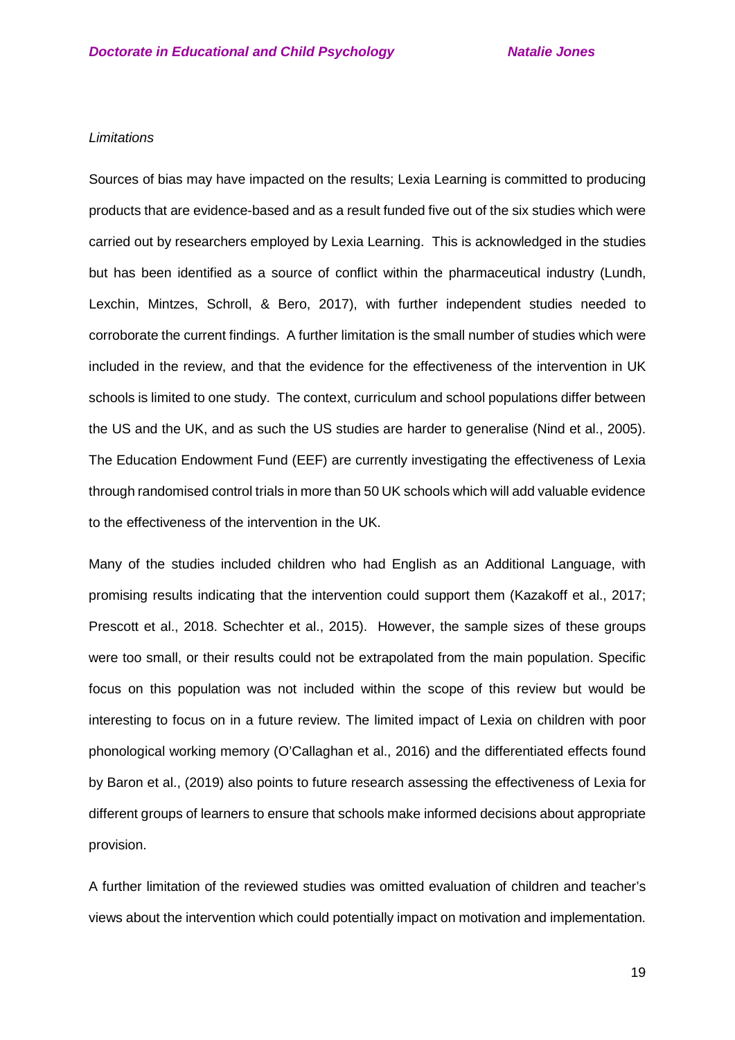*Limitations*

Sources of bias may have impacted on the results; Lexia Learning is committed to producing products that are evidence-based and as a result funded five out of the six studies which were carried out by researchers employed by Lexia Learning. This is acknowledged in the studies but has been identified as a source of conflict within the pharmaceutical industry (Lundh, Lexchin, Mintzes, Schroll, & Bero, 2017), with further independent studies needed to corroborate the current findings. A further limitation is the small number of studies which were included in the review, and that the evidence for the effectiveness of the intervention in UK schools is limited to one study. The context, curriculum and school populations differ between the US and the UK, and as such the US studies are harder to generalise (Nind et al., 2005). The Education Endowment Fund (EEF) are currently investigating the effectiveness of Lexia through randomised control trials in more than 50 UK schools which will add valuable evidence to the effectiveness of the intervention in the UK.

Many of the studies included children who had English as an Additional Language, with promising results indicating that the intervention could support them (Kazakoff et al., 2017; Prescott et al., 2018. Schechter et al., 2015). However, the sample sizes of these groups were too small, or their results could not be extrapolated from the main population. Specific focus on this population was not included within the scope of this review but would be interesting to focus on in a future review. The limited impact of Lexia on children with poor phonological working memory (O'Callaghan et al., 2016) and the differentiated effects found by Baron et al., (2019) also points to future research assessing the effectiveness of Lexia for different groups of learners to ensure that schools make informed decisions about appropriate provision.

A further limitation of the reviewed studies was omitted evaluation of children and teacher's views about the intervention which could potentially impact on motivation and implementation.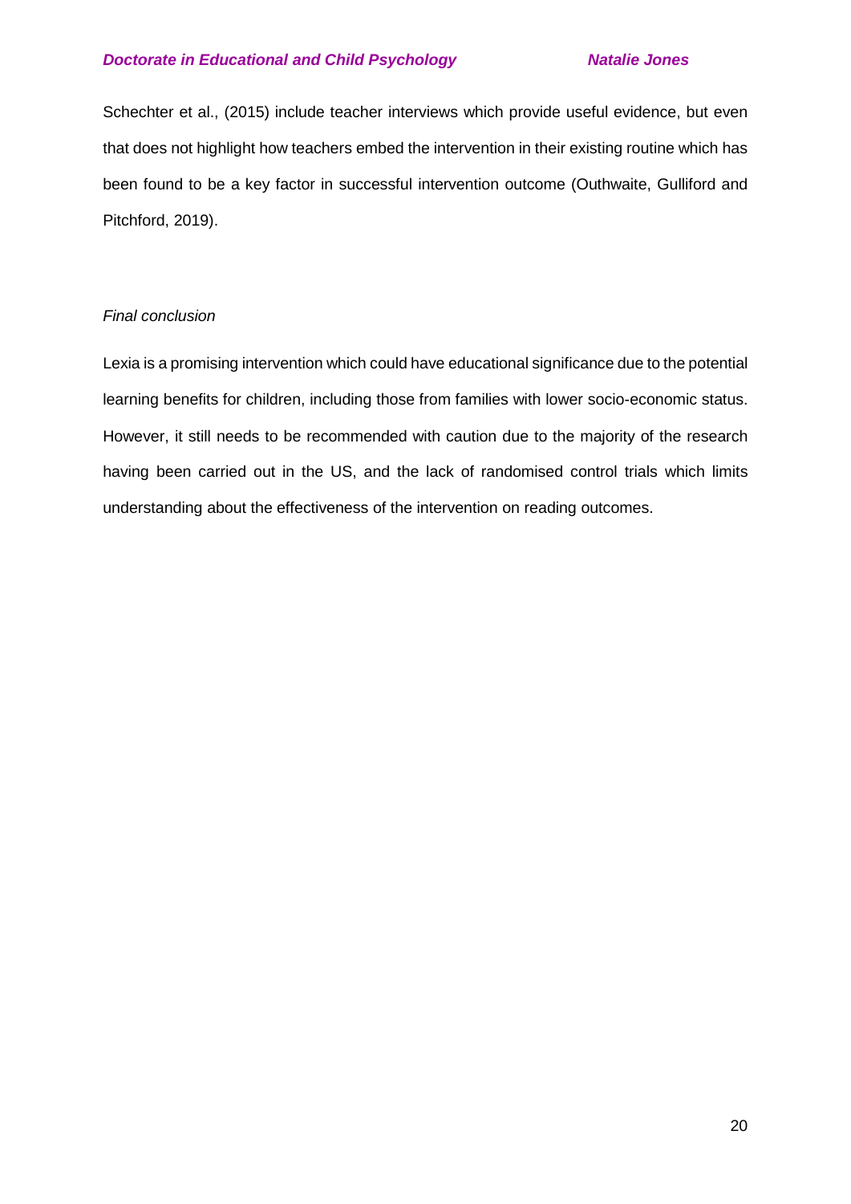Schechter et al., (2015) include teacher interviews which provide useful evidence, but even that does not highlight how teachers embed the intervention in their existing routine which has been found to be a key factor in successful intervention outcome (Outhwaite, Gulliford and Pitchford, 2019).

*Final conclusion*

Lexia is a promising intervention which could have educational significance due to the potential learning benefits for children, including those from families with lower socio-economic status. However, it still needs to be recommended with caution due to the majority of the research having been carried out in the US, and the lack of randomised control trials which limits understanding about the effectiveness of the intervention on reading outcomes.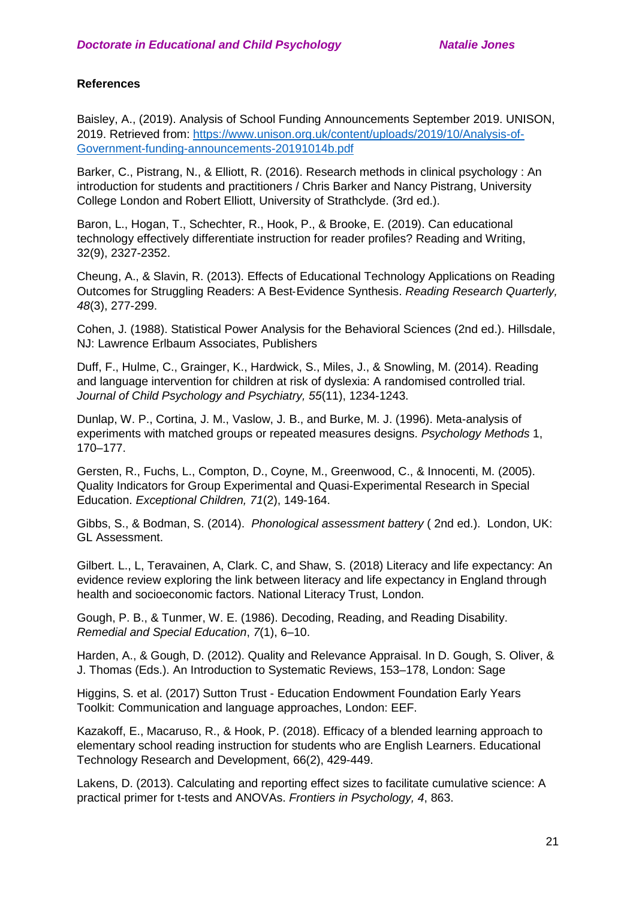**References**

Baisley, A., (2019). Analysis of School Funding Announcements September 2019. UNISON, 2019. Retrieved from: [https://www.unison.org.uk/content/uploads/2019/10/Analysis-of-Government-funding-announcements-20191014b.pdf](https://www.unison.org.uk/content/uploads/2019/10/Analysis-of-Government-funding-announcements-20191014b.pdf)

Barker, C., Pistrang, N., & Elliott, R. (2016). Research methods in clinical psychology : An introduction for students and practitioners / Chris Barker and Nancy Pistrang, University College London and Robert Elliott, University of Strathclyde. (3rd ed.).

Baron, L., Hogan, T., Schechter, R., Hook, P., & Brooke, E. (2019). Can educational technology effectively differentiate instruction for reader profiles? Reading and Writing, 32(9), 2327-2352.

Cheung, A., & Slavin, R. (2013). Effects of Educational Technology Applications on Reading Outcomes for Struggling Readers: A Best‐Evidence Synthesis. *Reading Research Quarterly, 48*(3), 277-299.

Cohen, J. (1988). Statistical Power Analysis for the Behavioral Sciences (2nd ed.). Hillsdale, NJ: Lawrence Erlbaum Associates, Publishers

Duff, F., Hulme, C., Grainger, K., Hardwick, S., Miles, J., & Snowling, M. (2014). Reading and language intervention for children at risk of dyslexia: A randomised controlled trial. *Journal of Child Psychology and Psychiatry, 55*(11), 1234-1243.

Dunlap, W. P., Cortina, J. M., Vaslow, J. B., and Burke, M. J. (1996). Meta-analysis of experiments with matched groups or repeated measures designs. *Psychology Methods* 1, 170–177.

Gersten, R., Fuchs, L., Compton, D., Coyne, M., Greenwood, C., & Innocenti, M. (2005). Quality Indicators for Group Experimental and Quasi-Experimental Research in Special Education. *Exceptional Children, 71*(2), 149-164.

Gibbs, S., & Bodman, S. (2014). *Phonological assessment battery* ( 2nd ed.). London, UK: GL Assessment.

Gilbert. L., L, Teravainen, A, Clark. C, and Shaw, S. (2018) Literacy and life expectancy: An evidence review exploring the link between literacy and life expectancy in England through health and socioeconomic factors. National Literacy Trust, London.

Gough, P. B., & Tunmer, W. E. (1986). Decoding, Reading, and Reading Disability. *Remedial and Special Education*, *7*(1), 6–10.

Harden, A., & Gough, D. (2012). Quality and Relevance Appraisal. In D. Gough, S. Oliver, & J. Thomas (Eds.). An Introduction to Systematic Reviews, 153–178, London: Sage

Higgins, S. et al. (2017) Sutton Trust - Education Endowment Foundation Early Years Toolkit: Communication and language approaches, London: EEF.

Kazakoff, E., Macaruso, R., & Hook, P. (2018). Efficacy of a blended learning approach to elementary school reading instruction for students who are English Learners. Educational Technology Research and Development, 66(2), 429-449.

Lakens, D. (2013). Calculating and reporting effect sizes to facilitate cumulative science: A practical primer for t-tests and ANOVAs. *Frontiers in Psychology, 4*, 863.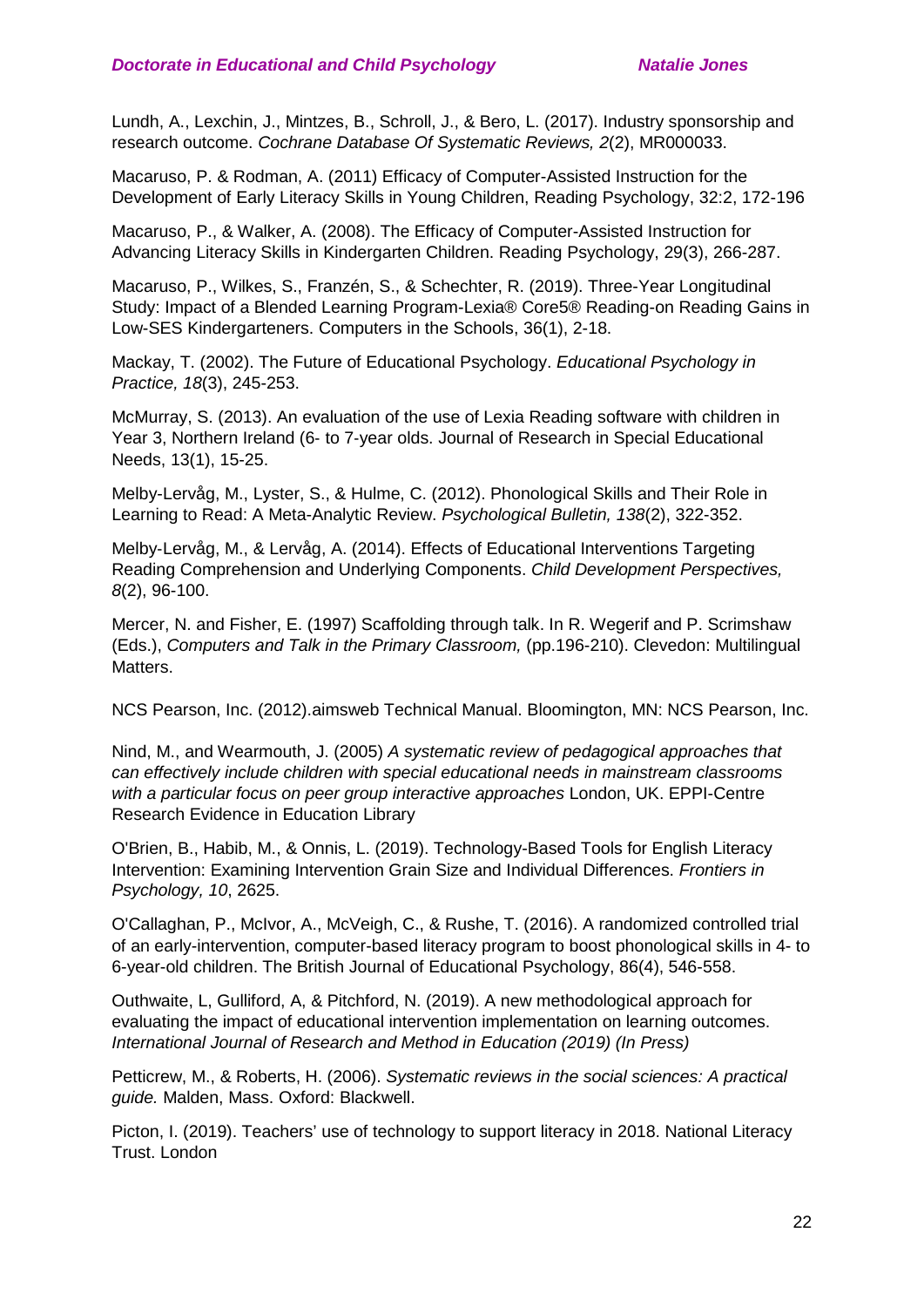Lundh, A., Lexchin, J., Mintzes, B., Schroll, J., & Bero, L. (2017). Industry sponsorship and research outcome. *Cochrane Database Of Systematic Reviews, 2*(2), MR000033.

Macaruso, P. & Rodman, A. (2011) Efficacy of Computer-Assisted Instruction for the Development of Early Literacy Skills in Young Children, Reading Psychology, 32:2, 172-196

Macaruso, P., & Walker, A. (2008). The Efficacy of Computer-Assisted Instruction for Advancing Literacy Skills in Kindergarten Children. Reading Psychology, 29(3), 266-287.

Macaruso, P., Wilkes, S., Franzén, S., & Schechter, R. (2019). Three-Year Longitudinal Study: Impact of a Blended Learning Program-Lexia® Core5® Reading-on Reading Gains in Low-SES Kindergarteners. Computers in the Schools, 36(1), 2-18.

Mackay, T. (2002). The Future of Educational Psychology. *Educational Psychology in Practice, 18*(3), 245-253.

McMurray, S. (2013). An evaluation of the use of Lexia Reading software with children in Year 3, Northern Ireland (6- to 7-year olds. Journal of Research in Special Educational Needs, 13(1), 15-25.

Melby-Lervåg, M., Lyster, S., & Hulme, C. (2012). Phonological Skills and Their Role in Learning to Read: A Meta-Analytic Review. *Psychological Bulletin, 138*(2), 322-352.

Melby-Lervåg, M., & Lervåg, A. (2014). Effects of Educational Interventions Targeting Reading Comprehension and Underlying Components. *Child Development Perspectives, 8*(2), 96-100.

Mercer, N. and Fisher, E. (1997) Scaffolding through talk. In R. Wegerif and P. Scrimshaw (Eds.), *Computers and Talk in the Primary Classroom,* (pp.196-210). Clevedon: Multilingual Matters.

NCS Pearson, Inc. (2012).aimsweb Technical Manual. Bloomington, MN: NCS Pearson, Inc.

Nind, M., and Wearmouth, J. (2005) *A systematic review of pedagogical approaches that can effectively include children with special educational needs in mainstream classrooms with a particular focus on peer group interactive approaches* London, UK. EPPI-Centre Research Evidence in Education Library

O'Brien, B., Habib, M., & Onnis, L. (2019). Technology-Based Tools for English Literacy Intervention: Examining Intervention Grain Size and Individual Differences. *Frontiers in Psychology, 10*, 2625.

O'Callaghan, P., McIvor, A., McVeigh, C., & Rushe, T. (2016). A randomized controlled trial of an early-intervention, computer-based literacy program to boost phonological skills in 4- to 6-year-old children. The British Journal of Educational Psychology, 86(4), 546-558.

Outhwaite, L, Gulliford, A, & Pitchford, N. (2019). A new methodological approach for evaluating the impact of educational intervention implementation on learning outcomes. *International Journal of Research and Method in Education (2019) (In Press)*

Petticrew, M., & Roberts, H. (2006). *Systematic reviews in the social sciences: A practical guide.* Malden, Mass. Oxford: Blackwell.

Picton, I. (2019). Teachers' use of technology to support literacy in 2018. National Literacy Trust. London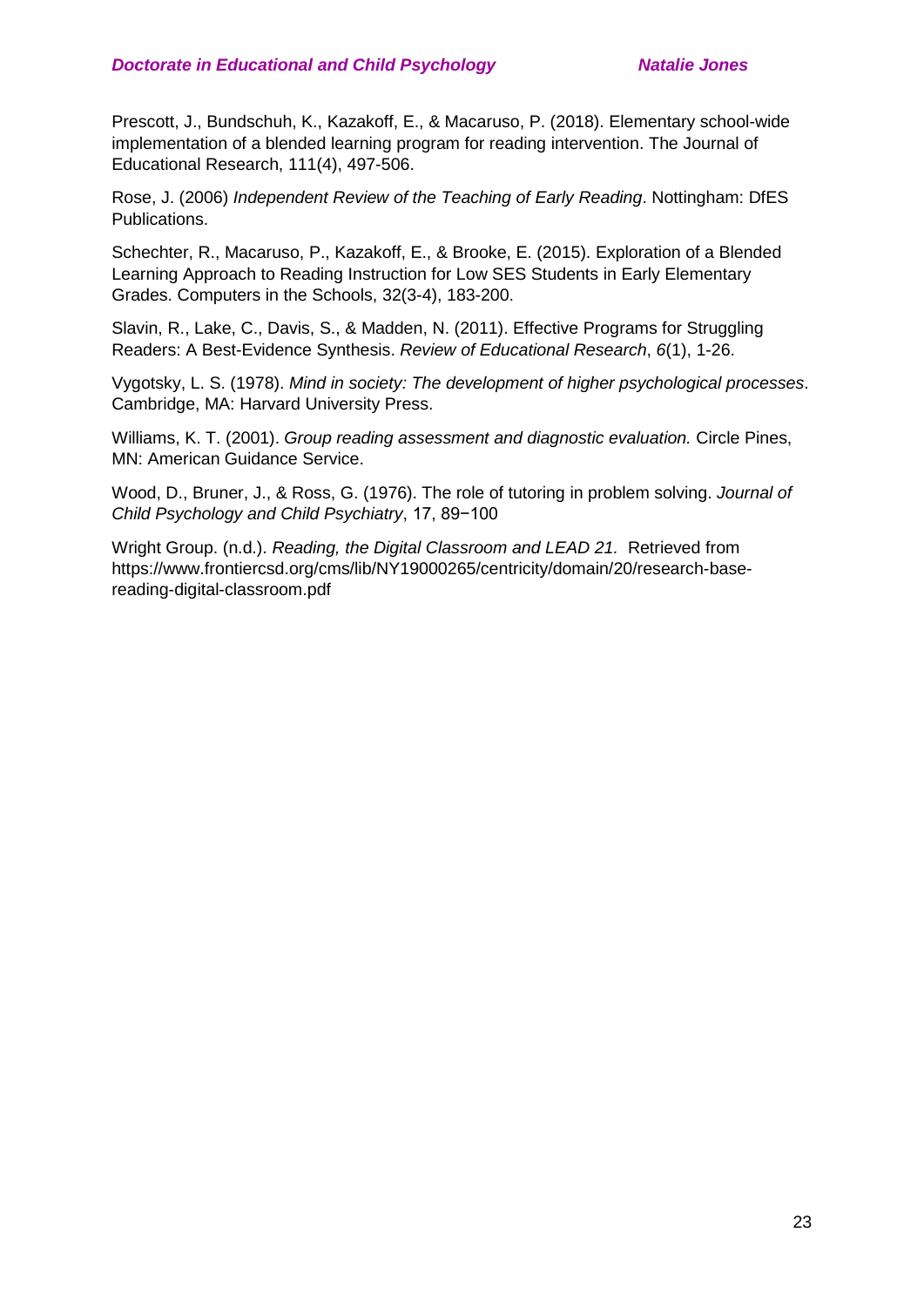Prescott, J., Bundschuh, K., Kazakoff, E., & Macaruso, P. (2018). Elementary school-wide implementation of a blended learning program for reading intervention. The Journal of Educational Research, 111(4), 497-506.

Rose, J. (2006) *Independent Review of the Teaching of Early Reading*. Nottingham: DfES Publications.

Schechter, R., Macaruso, P., Kazakoff, E., & Brooke, E. (2015). Exploration of a Blended Learning Approach to Reading Instruction for Low SES Students in Early Elementary Grades. Computers in the Schools, 32(3-4), 183-200.

Slavin, R., Lake, C., Davis, S., & Madden, N. (2011). Effective Programs for Struggling Readers: A Best-Evidence Synthesis. *Review of Educational Research*, *6*(1), 1-26.

Vygotsky, L. S. (1978). *Mind in society: The development of higher psychological processes*. Cambridge, MA: Harvard University Press.

Williams, K. T. (2001). *Group reading assessment and diagnostic evaluation.* Circle Pines, MN: American Guidance Service.

Wood, D., Bruner, J., & Ross, G. (1976). The role of tutoring in problem solving. *Journal of Child Psychology and Child Psychiatry*, 17, 89−100

Wright Group. (n.d.). *Reading, the Digital Classroom and LEAD 21.* Retrieved from https://www.frontiercsd.org/cms/lib/NY19000265/centricity/domain/20/research-base-reading-digital-classroom.pdf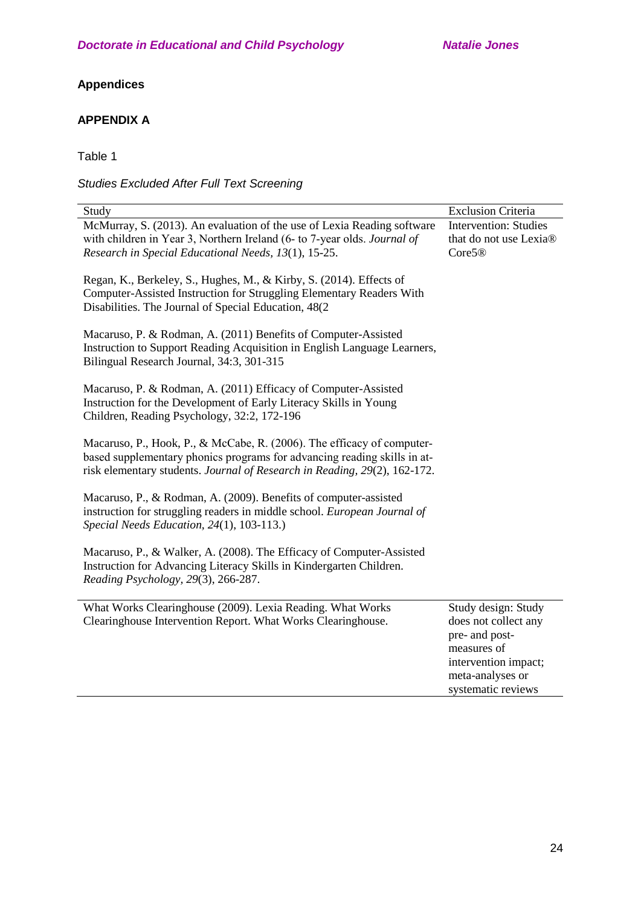## Appendices

### APPENDIX A

Table 1

*Studies Excluded After Full Text Screening*

| Study | Exclusion Criteria |
|---|---|
| McMurray, S. (2013). An evaluation of the use of Lexia Reading software with children in Year 3, Northern Ireland (6- to 7-year olds. *Journal of Research in Special Educational Needs, 13*(1), 15-25.<br><br>Regan, K., Berkeley, S., Hughes, M., & Kirby, S. (2014). Effects of Computer-Assisted Instruction for Struggling Elementary Readers With Disabilities. The Journal of Special Education, 48(2<br><br>Macaruso, P. & Rodman, A. (2011) Benefits of Computer-Assisted Instruction to Support Reading Acquisition in English Language Learners, Bilingual Research Journal, 34:3, 301-315<br><br>Macaruso, P. & Rodman, A. (2011) Efficacy of Computer-Assisted Instruction for the Development of Early Literacy Skills in Young Children, Reading Psychology, 32:2, 172-196<br><br>Macaruso, P., Hook, P., & McCabe, R. (2006). The efficacy of computer-based supplementary phonics programs for advancing reading skills in at-risk elementary students. *Journal of Research in Reading, 29*(2), 162-172.<br><br>Macaruso, P., & Rodman, A. (2009). Benefits of computer-assisted instruction for struggling readers in middle school. *European Journal of Special Needs Education, 24*(1), 103-113.)<br><br>Macaruso, P., & Walker, A. (2008). The Efficacy of Computer-Assisted Instruction for Advancing Literacy Skills in Kindergarten Children. *Reading Psychology, 29*(3), 266-287. | Intervention: Studies that do not use Lexia® Core5® |
| What Works Clearinghouse (2009). Lexia Reading. What Works Clearinghouse Intervention Report. What Works Clearinghouse. | Study design: Study does not collect any pre- and post-measures of intervention impact; meta-analyses or systematic reviews |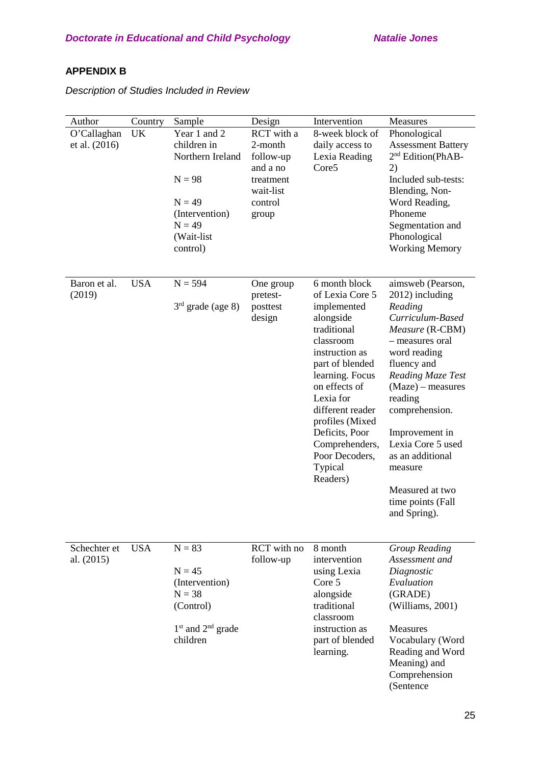## APPENDIX B

*Description of Studies Included in Review*

| Author | Country | Sample | Design | Intervention | Measures |
|---|---|---|---|---|---|
| O'Callaghan et al. (2016) | UK | Year 1 and 2 children in Northern Ireland<br><br>N = 98<br><br>N = 49 (Intervention)<br>N = 49 (Wait-list control) | RCT with a 2-month follow-up and a no treatment wait-list control group | 8-week block of daily access to Lexia Reading Core5 | Phonological Assessment Battery 2nd Edition(PhAB-2)<br>Included sub-tests: Blending, Non-Word Reading, Phoneme Segmentation and Phonological Working Memory |
| Baron et al. (2019) | USA | N = 594<br><br>3rd grade (age 8) | One group pretest-posttest design | 6 month block of Lexia Core 5 implemented alongside traditional classroom instruction as part of blended learning. Focus on effects of Lexia for different reader profiles (Mixed Deficits, Poor Comprehenders, Poor Decoders, Typical Readers) | aimsweb (Pearson, 2012) including *Reading Curriculum-Based Measure* (R-CBM) – measures oral word reading fluency and *Reading Maze Test* (Maze) – measures reading comprehension.<br><br>Improvement in Lexia Core 5 used as an additional measure<br><br>Measured at two time points (Fall and Spring). |
| Schechter et al. (2015) | USA | N = 83<br><br>N = 45 (Intervention)<br>N = 38 (Control)<br><br>1st and 2nd grade children | RCT with no follow-up | 8 month intervention using Lexia Core 5 alongside traditional classroom instruction as part of blended learning. | *Group Reading Assessment and Diagnostic Evaluation* (GRADE) (Williams, 2001)<br><br>Measures Vocabulary (Word Reading and Word Meaning) and Comprehension (Sentence |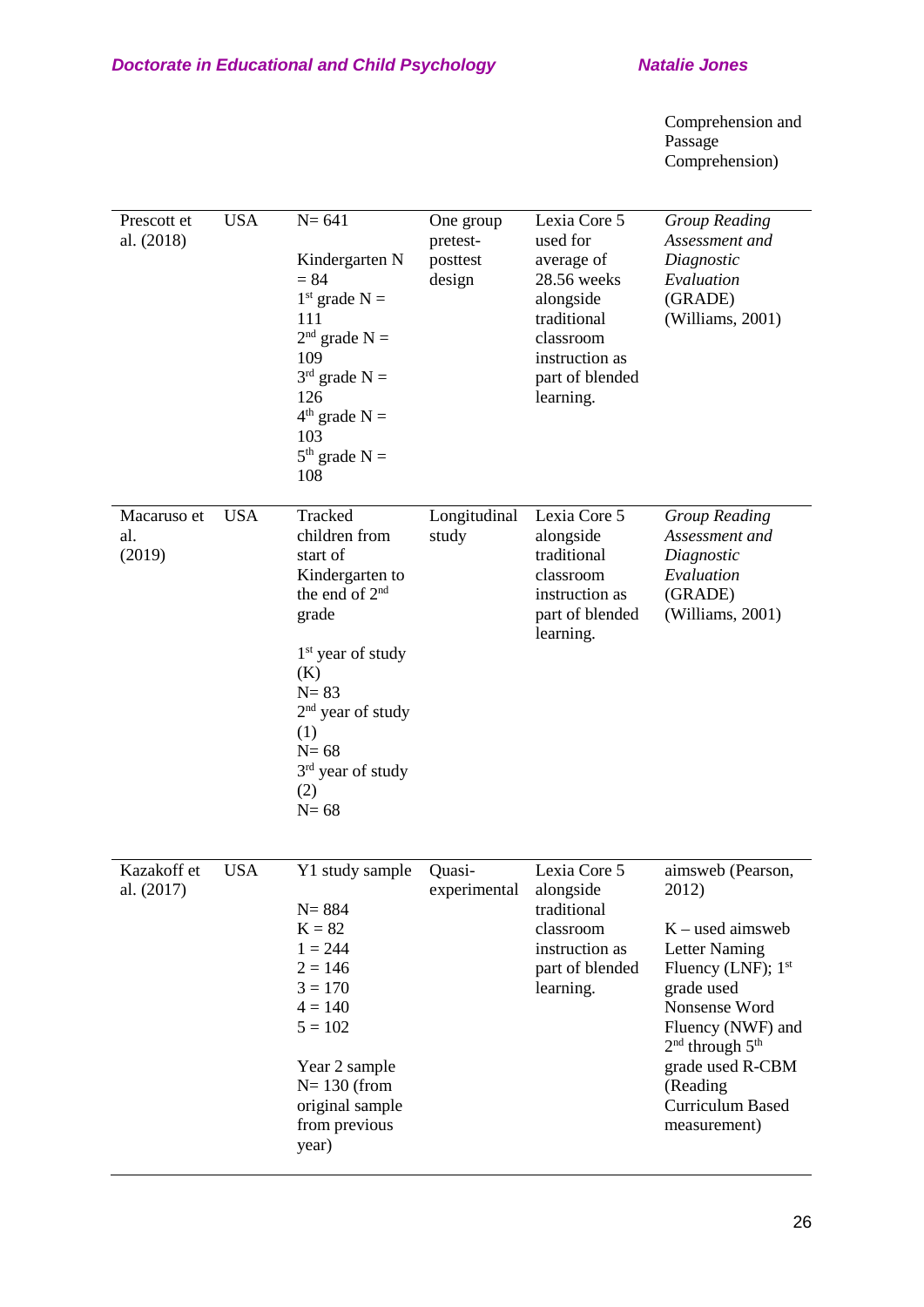| | | | | | Comprehension and Passage Comprehension) |
|---|---|---|---|---|---|
| Prescott et al. (2018) | USA | N= 641<br><br>Kindergarten N = 84<br>1st grade N = 111<br>2nd grade N = 109<br>3rd grade N = 126<br>4th grade N = 103<br>5th grade N = 108 | One group pretest-posttest design | Lexia Core 5 used for average of 28.56 weeks alongside traditional classroom instruction as part of blended learning. | *Group Reading Assessment and Diagnostic Evaluation* (GRADE) (Williams, 2001) |
| Macaruso et al. (2019) | USA | Tracked children from start of Kindergarten to the end of 2nd grade<br><br>1st year of study (K)<br>N= 83<br>2nd year of study (1)<br>N= 68<br>3rd year of study (2)<br>N= 68 | Longitudinal study | Lexia Core 5 alongside traditional classroom instruction as part of blended learning. | *Group Reading Assessment and Diagnostic Evaluation* (GRADE) (Williams, 2001) |
| Kazakoff et al. (2017) | USA | Y1 study sample<br><br>N= 884<br>K = 82<br>1 = 244<br>2 = 146<br>3 = 170<br>4 = 140<br>5 = 102<br><br>Year 2 sample<br>N= 130 (from original sample from previous year) | Quasi-experimental | Lexia Core 5 alongside traditional classroom instruction as part of blended learning. | aimsweb (Pearson, 2012)<br><br>K – used aimsweb Letter Naming Fluency (LNF); 1st grade used Nonsense Word Fluency (NWF) and 2nd through 5th grade used R-CBM (Reading Curriculum Based measurement) |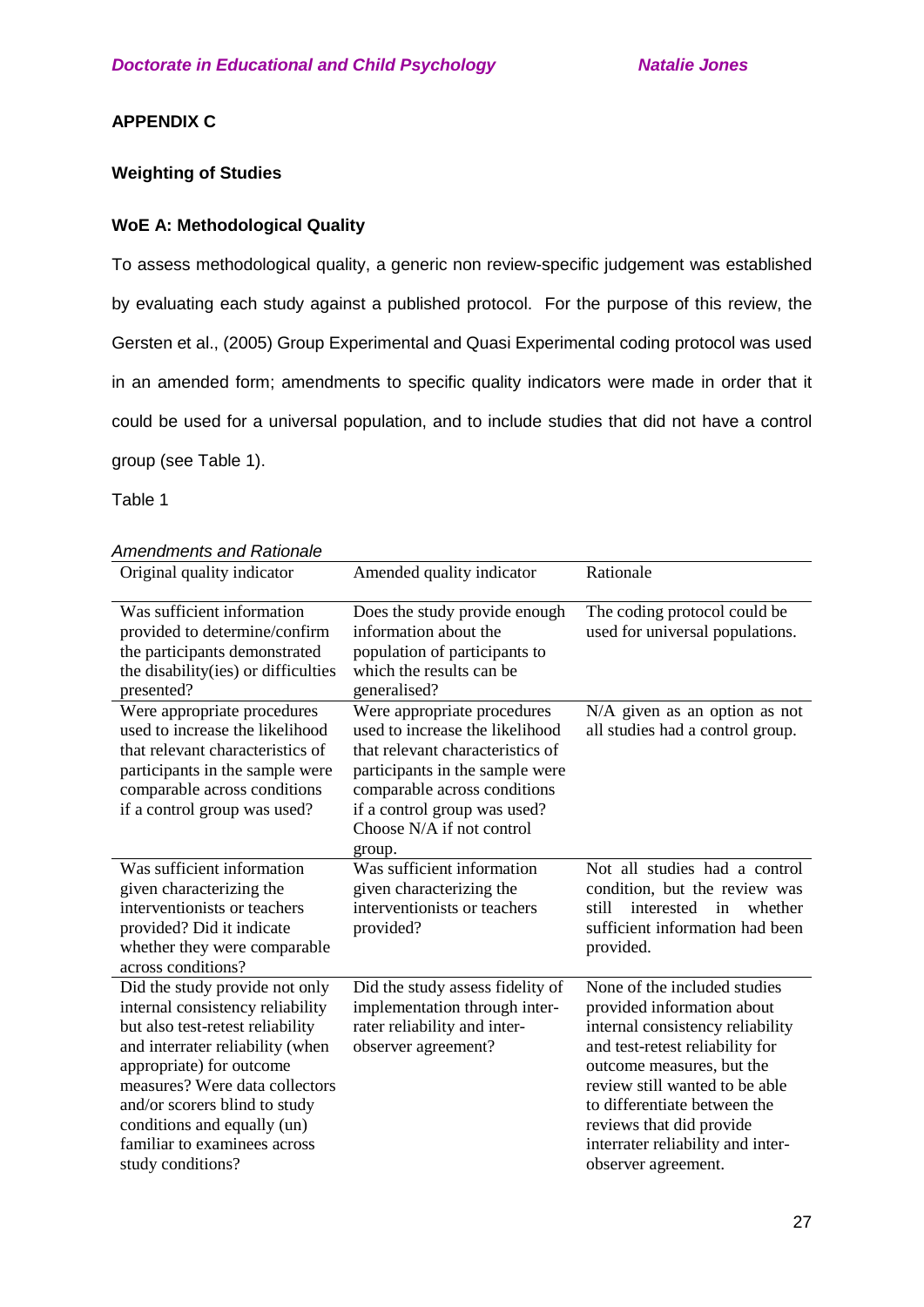## APPENDIX C

### Weighting of Studies

### WoE A: Methodological Quality

To assess methodological quality, a generic non review-specific judgement was established by evaluating each study against a published protocol. For the purpose of this review, the Gersten et al., (2005) Group Experimental and Quasi Experimental coding protocol was used in an amended form; amendments to specific quality indicators were made in order that it could be used for a universal population, and to include studies that did not have a control group (see Table 1).

Table 1

*Amendments and Rationale*

| Original quality indicator | Amended quality indicator | Rationale |
|---|---|---|
| Was sufficient information provided to determine/confirm the participants demonstrated the disability(ies) or difficulties presented? | Does the study provide enough information about the population of participants to which the results can be generalised? | The coding protocol could be used for universal populations. |
| Were appropriate procedures used to increase the likelihood that relevant characteristics of participants in the sample were comparable across conditions if a control group was used? | Were appropriate procedures used to increase the likelihood that relevant characteristics of participants in the sample were comparable across conditions if a control group was used? Choose N/A if not control group. | N/A given as an option as not all studies had a control group. |
| Was sufficient information given characterizing the interventionists or teachers provided? Did it indicate whether they were comparable across conditions? | Was sufficient information given characterizing the interventionists or teachers provided? | Not all studies had a control condition, but the review was still interested in whether sufficient information had been provided. |
| Did the study provide not only internal consistency reliability but also test-retest reliability and interrater reliability (when appropriate) for outcome measures? Were data collectors and/or scorers blind to study conditions and equally (un) familiar to examinees across study conditions? | Did the study assess fidelity of implementation through inter-rater reliability and inter-observer agreement? | None of the included studies provided information about internal consistency reliability and test-retest reliability for outcome measures, but the review still wanted to be able to differentiate between the reviews that did provide interrater reliability and inter-observer agreement. |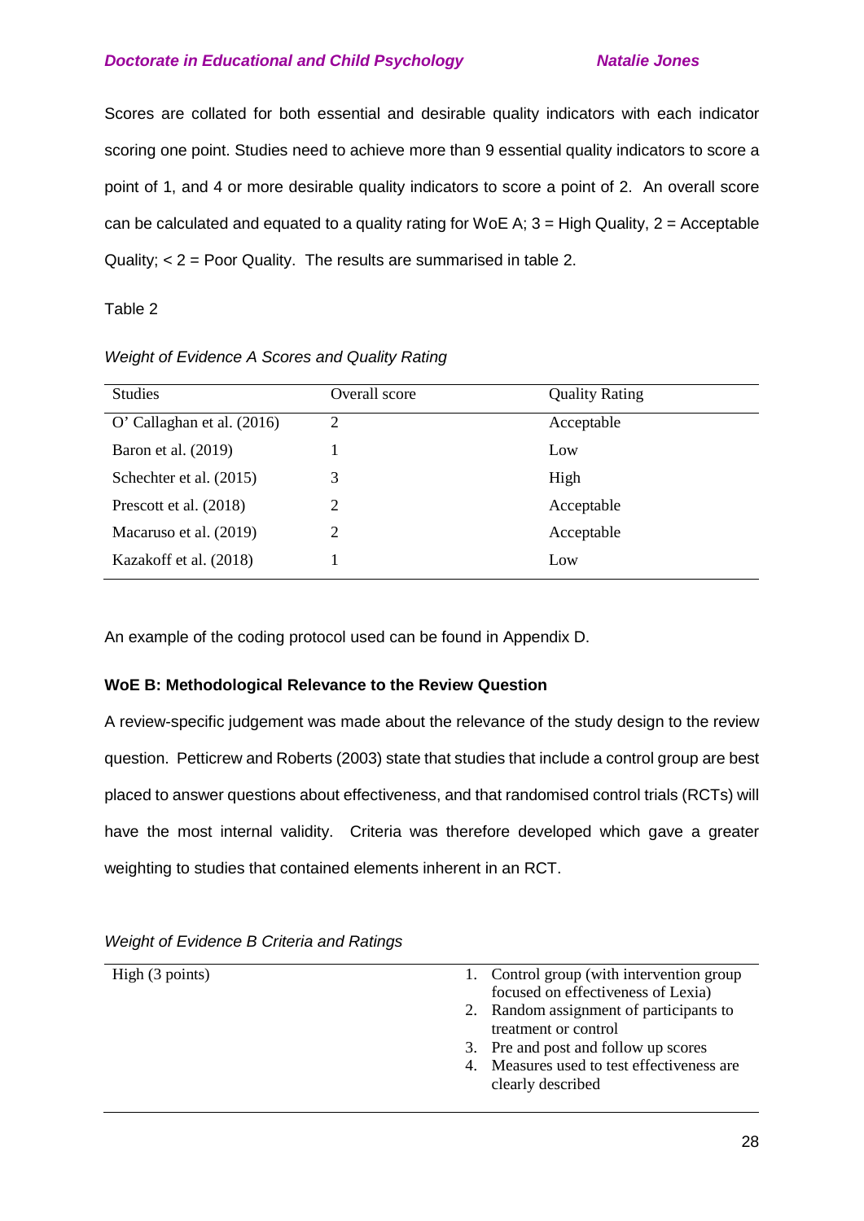Scores are collated for both essential and desirable quality indicators with each indicator scoring one point. Studies need to achieve more than 9 essential quality indicators to score a point of 1, and 4 or more desirable quality indicators to score a point of 2. An overall score can be calculated and equated to a quality rating for WoE A; 3 = High Quality, 2 = Acceptable Quality; < 2 = Poor Quality. The results are summarised in table 2.

Table 2

*Weight of Evidence A Scores and Quality Rating*

| Studies | Overall score | Quality Rating |
|---|---|---|
| O' Callaghan et al. (2016) | 2 | Acceptable |
| Baron et al. (2019) | 1 | Low |
| Schechter et al. (2015) | 3 | High |
| Prescott et al. (2018) | 2 | Acceptable |
| Macaruso et al. (2019) | 2 | Acceptable |
| Kazakoff et al. (2018) | 1 | Low |

An example of the coding protocol used can be found in Appendix D.

**WoE B: Methodological Relevance to the Review Question**

A review-specific judgement was made about the relevance of the study design to the review question. Petticrew and Roberts (2003) state that studies that include a control group are best placed to answer questions about effectiveness, and that randomised control trials (RCTs) will have the most internal validity. Criteria was therefore developed which gave a greater weighting to studies that contained elements inherent in an RCT.

*Weight of Evidence B Criteria and Ratings*

| | |
|---|---|
| High (3 points) | 1. Control group (with intervention group focused on effectiveness of Lexia)<br>2. Random assignment of participants to treatment or control<br>3. Pre and post and follow up scores<br>4. Measures used to test effectiveness are clearly described |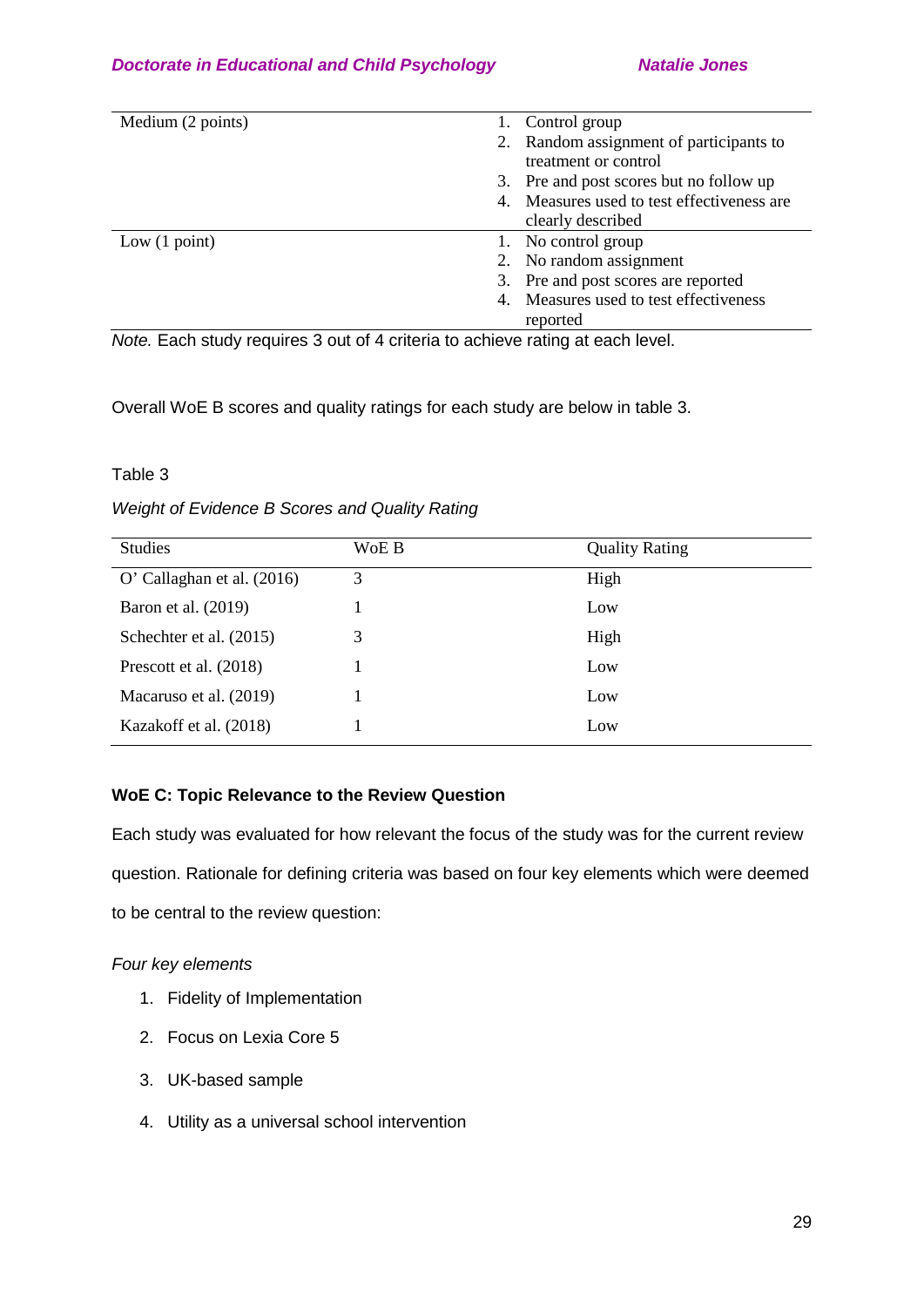| | |
|---|---|
| Medium (2 points) | 1. Control group<br>2. Random assignment of participants to treatment or control<br>3. Pre and post scores but no follow up<br>4. Measures used to test effectiveness are clearly described |
| Low (1 point) | 1. No control group<br>2. No random assignment<br>3. Pre and post scores are reported<br>4. Measures used to test effectiveness reported |

*Note.* Each study requires 3 out of 4 criteria to achieve rating at each level.

Overall WoE B scores and quality ratings for each study are below in table 3.

Table 3

*Weight of Evidence B Scores and Quality Rating*

| Studies | WoE B | Quality Rating |
|---|---|---|
| O' Callaghan et al. (2016) | 3 | High |
| Baron et al. (2019) | 1 | Low |
| Schechter et al. (2015) | 3 | High |
| Prescott et al. (2018) | 1 | Low |
| Macaruso et al. (2019) | 1 | Low |
| Kazakoff et al. (2018) | 1 | Low |

**WoE C: Topic Relevance to the Review Question**

Each study was evaluated for how relevant the focus of the study was for the current review question. Rationale for defining criteria was based on four key elements which were deemed to be central to the review question:

*Four key elements*

1. Fidelity of Implementation
2. Focus on Lexia Core 5
3. UK-based sample
4. Utility as a universal school intervention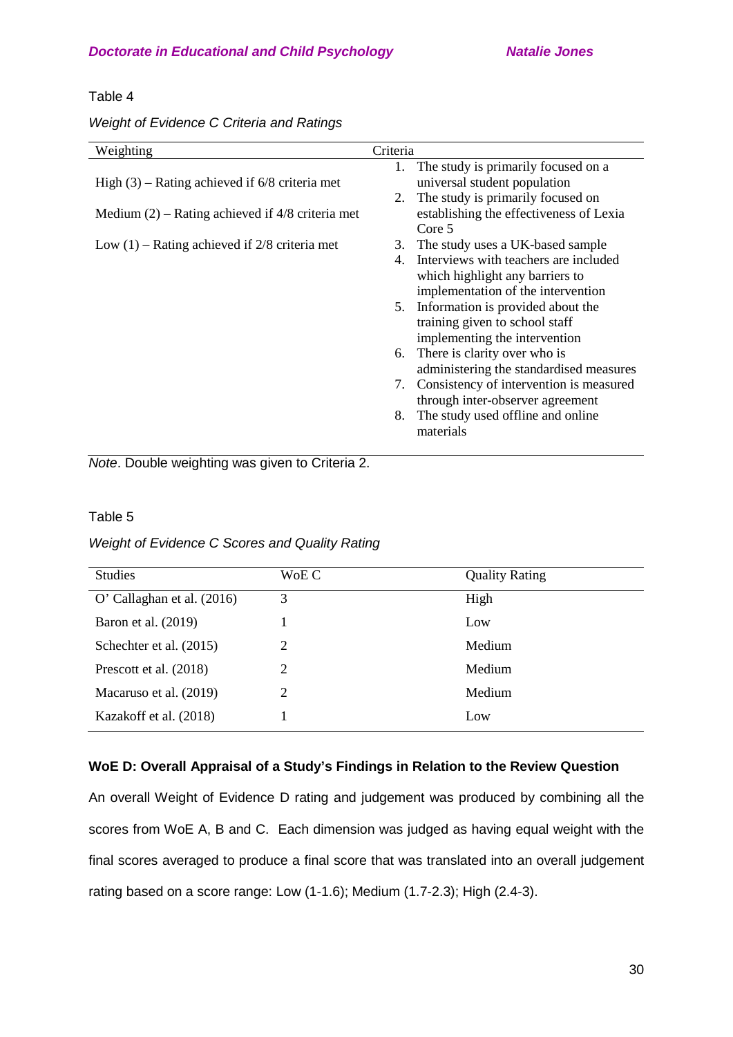Table 4

*Weight of Evidence C Criteria and Ratings*

| Weighting | Criteria |
|---|---|
| High (3) – Rating achieved if 6/8 criteria met<br><br>Medium (2) – Rating achieved if 4/8 criteria met<br><br>Low (1) – Rating achieved if 2/8 criteria met | 1. The study is primarily focused on a universal student population<br>2. The study is primarily focused on establishing the effectiveness of Lexia Core 5<br>3. The study uses a UK-based sample<br>4. Interviews with teachers are included which highlight any barriers to implementation of the intervention<br>5. Information is provided about the training given to school staff implementing the intervention<br>6. There is clarity over who is administering the standardised measures<br>7. Consistency of intervention is measured through inter-observer agreement<br>8. The study used offline and online materials |

*Note*. Double weighting was given to Criteria 2.

Table 5

*Weight of Evidence C Scores and Quality Rating*

| Studies | WoE C | Quality Rating |
|---|---|---|
| O' Callaghan et al. (2016) | 3 | High |
| Baron et al. (2019) | 1 | Low |
| Schechter et al. (2015) | 2 | Medium |
| Prescott et al. (2018) | 2 | Medium |
| Macaruso et al. (2019) | 2 | Medium |
| Kazakoff et al. (2018) | 1 | Low |

**WoE D: Overall Appraisal of a Study's Findings in Relation to the Review Question**

An overall Weight of Evidence D rating and judgement was produced by combining all the scores from WoE A, B and C. Each dimension was judged as having equal weight with the final scores averaged to produce a final score that was translated into an overall judgement rating based on a score range: Low (1-1.6); Medium (1.7-2.3); High (2.4-3).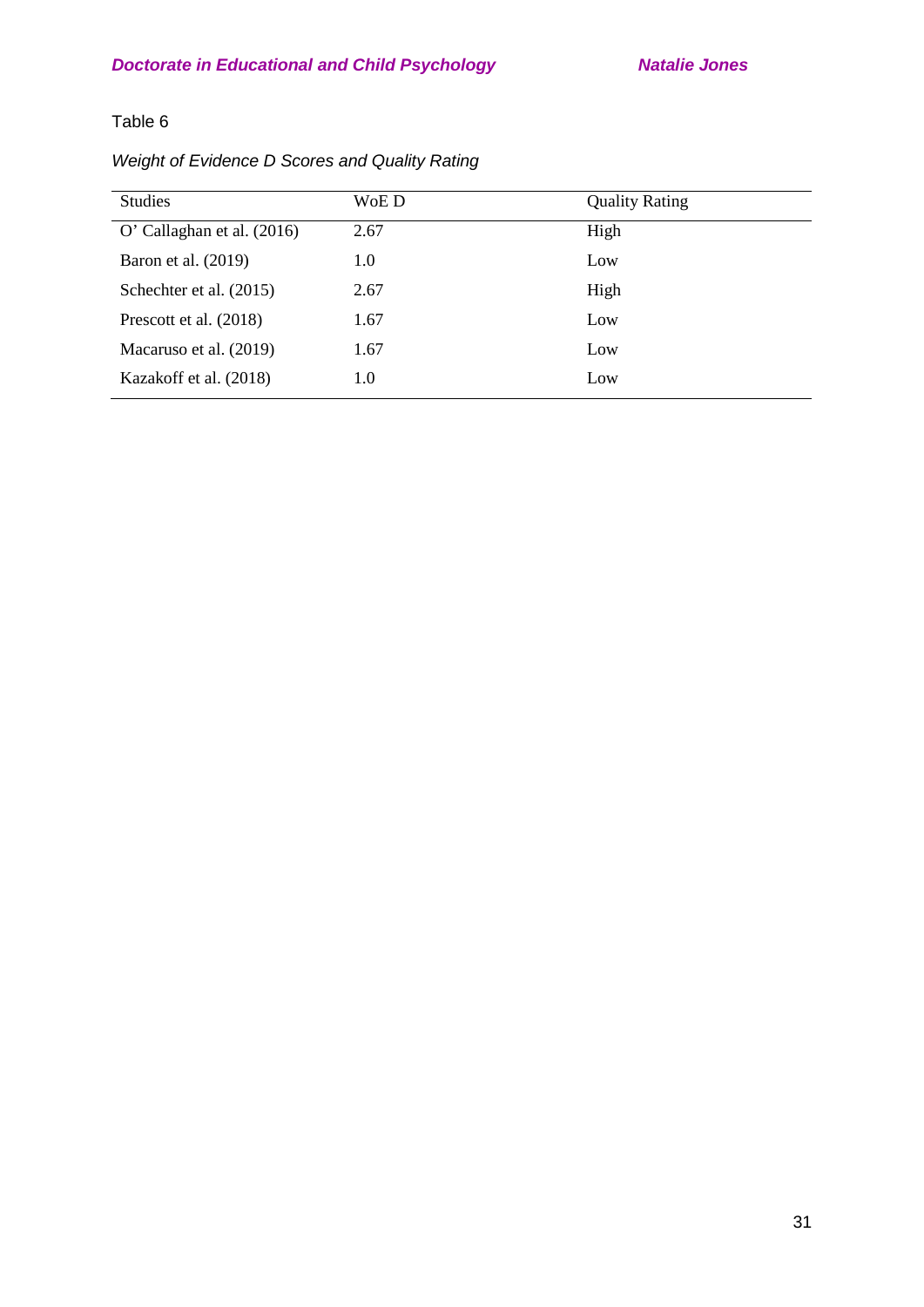Table 6

*Weight of Evidence D Scores and Quality Rating*

| Studies | WoE D | Quality Rating |
|---|---|---|
| O' Callaghan et al. (2016) | 2.67 | High |
| Baron et al. (2019) | 1.0 | Low |
| Schechter et al. (2015) | 2.67 | High |
| Prescott et al. (2018) | 1.67 | Low |
| Macaruso et al. (2019) | 1.67 | Low |
| Kazakoff et al. (2018) | 1.0 | Low |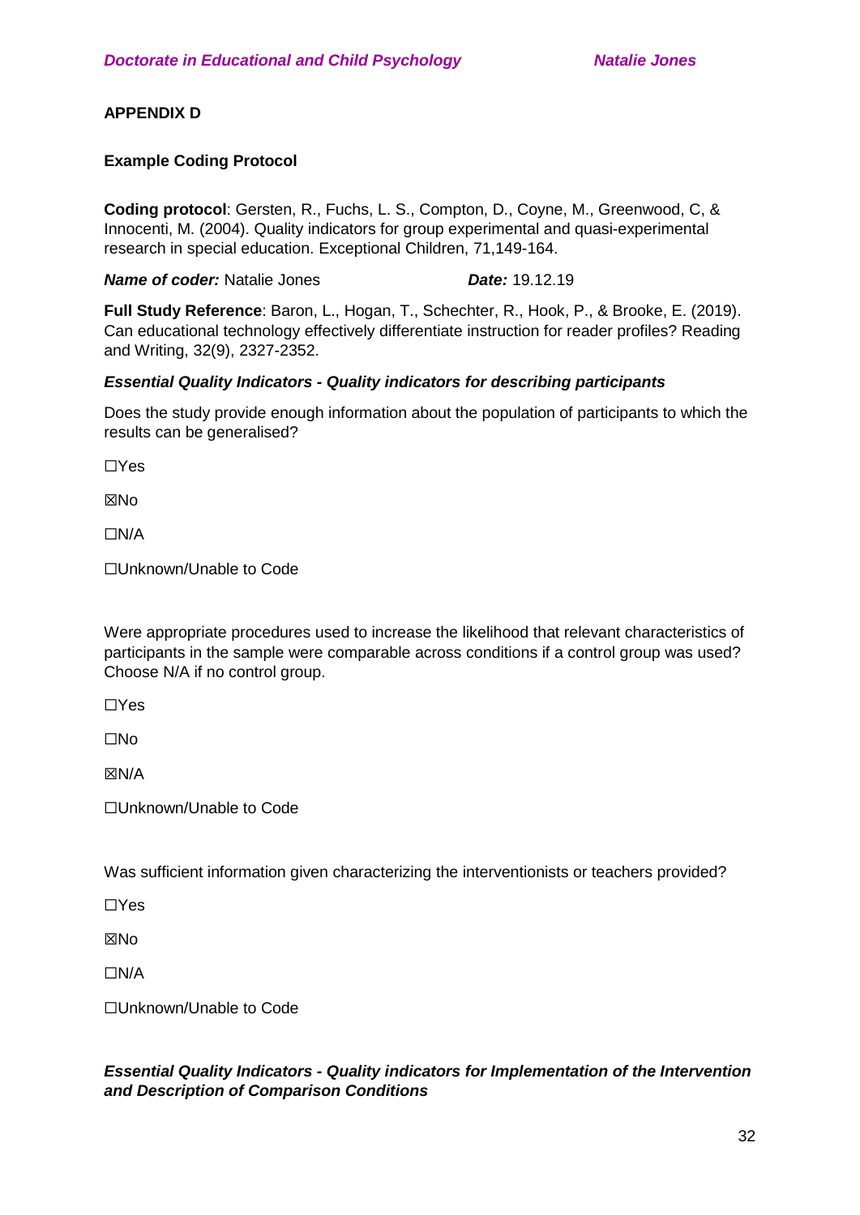## APPENDIX D

### Example Coding Protocol

**Coding protocol**: Gersten, R., Fuchs, L. S., Compton, D., Coyne, M., Greenwood, C, & Innocenti, M. (2004). Quality indicators for group experimental and quasi-experimental research in special education. Exceptional Children, 71,149-164.

***Name of coder:*** Natalie Jones ***Date:*** 19.12.19

**Full Study Reference**: Baron, L., Hogan, T., Schechter, R., Hook, P., & Brooke, E. (2019). Can educational technology effectively differentiate instruction for reader profiles? Reading and Writing, 32(9), 2327-2352.

***Essential Quality Indicators - Quality indicators for describing participants***

Does the study provide enough information about the population of participants to which the results can be generalised?

☐Yes

☒No

☐N/A

☐Unknown/Unable to Code

Were appropriate procedures used to increase the likelihood that relevant characteristics of participants in the sample were comparable across conditions if a control group was used? Choose N/A if no control group.

☐Yes

☐No

☒N/A

☐Unknown/Unable to Code

Was sufficient information given characterizing the interventionists or teachers provided?

☐Yes

☒No

☐N/A

☐Unknown/Unable to Code

***Essential Quality Indicators - Quality indicators for Implementation of the Intervention and Description of Comparison Conditions***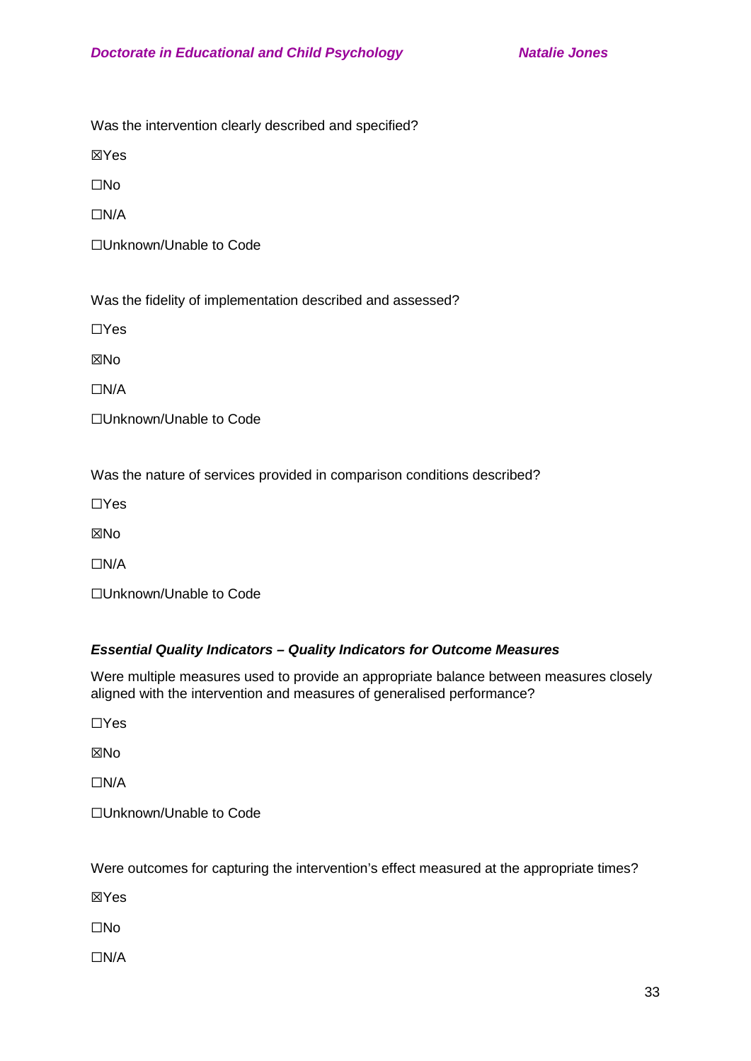Was the intervention clearly described and specified?

☒Yes

☐No

☐N/A

☐Unknown/Unable to Code

Was the fidelity of implementation described and assessed?

☐Yes

☒No

☐N/A

☐Unknown/Unable to Code

Was the nature of services provided in comparison conditions described?

☐Yes

☒No

☐N/A

☐Unknown/Unable to Code

***Essential Quality Indicators – Quality Indicators for Outcome Measures***

Were multiple measures used to provide an appropriate balance between measures closely aligned with the intervention and measures of generalised performance?

☐Yes

☒No

☐N/A

☐Unknown/Unable to Code

Were outcomes for capturing the intervention's effect measured at the appropriate times?

☒Yes

☐No

☐N/A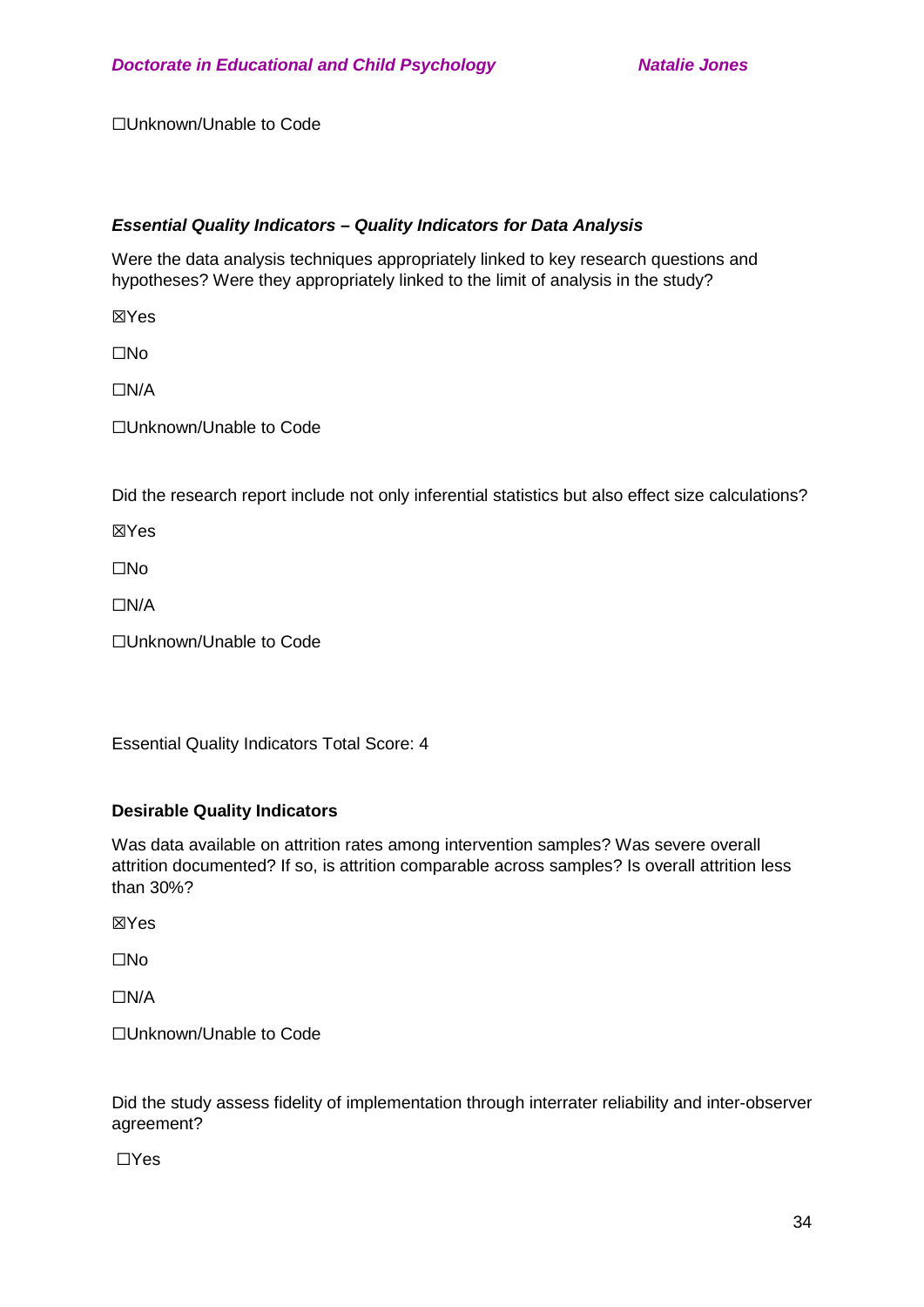☐Unknown/Unable to Code

***Essential Quality Indicators – Quality Indicators for Data Analysis***

Were the data analysis techniques appropriately linked to key research questions and hypotheses? Were they appropriately linked to the limit of analysis in the study?

☒Yes

☐No

☐N/A

☐Unknown/Unable to Code

Did the research report include not only inferential statistics but also effect size calculations?

☒Yes

☐No

☐N/A

☐Unknown/Unable to Code

Essential Quality Indicators Total Score: 4

**Desirable Quality Indicators**

Was data available on attrition rates among intervention samples? Was severe overall attrition documented? If so, is attrition comparable across samples? Is overall attrition less than 30%?

☒Yes

☐No

☐N/A

☐Unknown/Unable to Code

Did the study assess fidelity of implementation through interrater reliability and inter-observer agreement?

☐Yes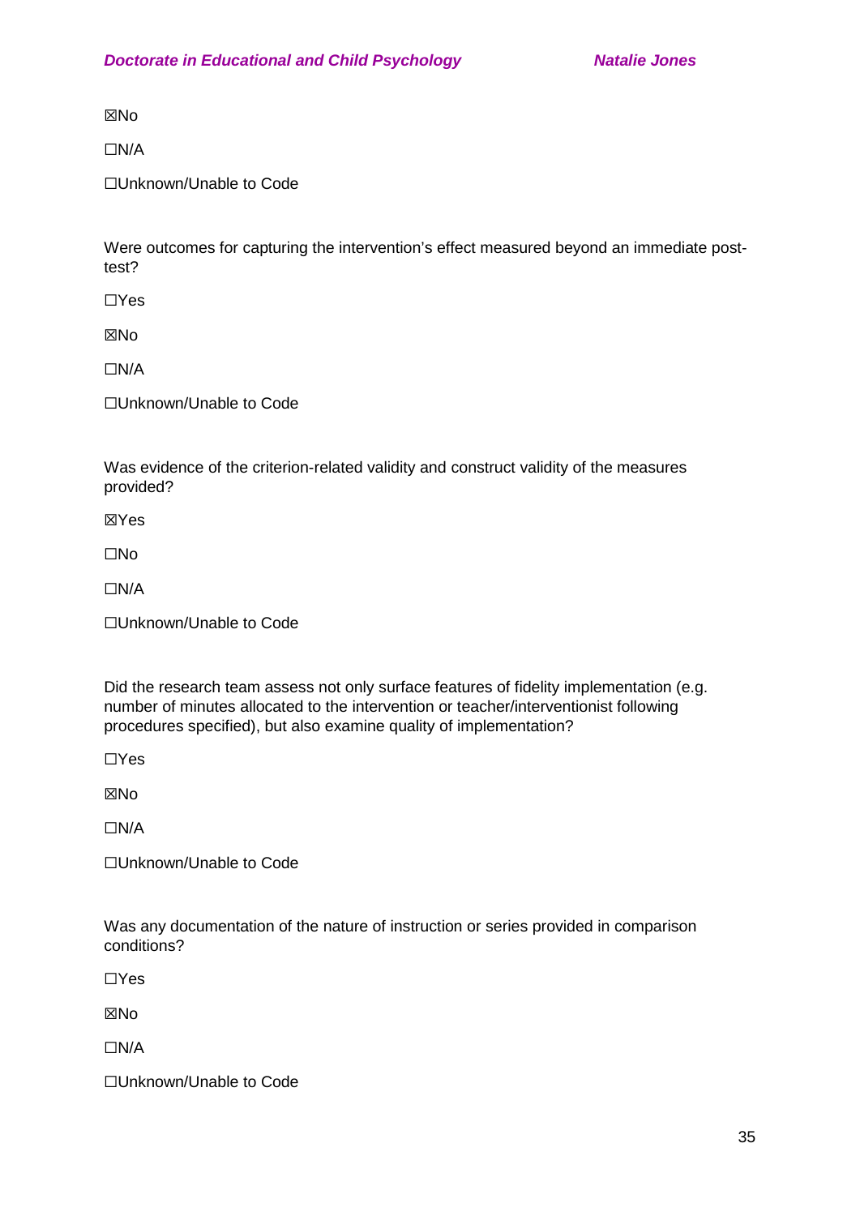☒No

☐N/A

☐Unknown/Unable to Code

Were outcomes for capturing the intervention's effect measured beyond an immediate post-test?

☐Yes

☒No

☐N/A

☐Unknown/Unable to Code

Was evidence of the criterion-related validity and construct validity of the measures provided?

☒Yes

☐No

☐N/A

☐Unknown/Unable to Code

Did the research team assess not only surface features of fidelity implementation (e.g. number of minutes allocated to the intervention or teacher/interventionist following procedures specified), but also examine quality of implementation?

☐Yes

☒No

☐N/A

☐Unknown/Unable to Code

Was any documentation of the nature of instruction or series provided in comparison conditions?

☐Yes

☒No

☐N/A

☐Unknown/Unable to Code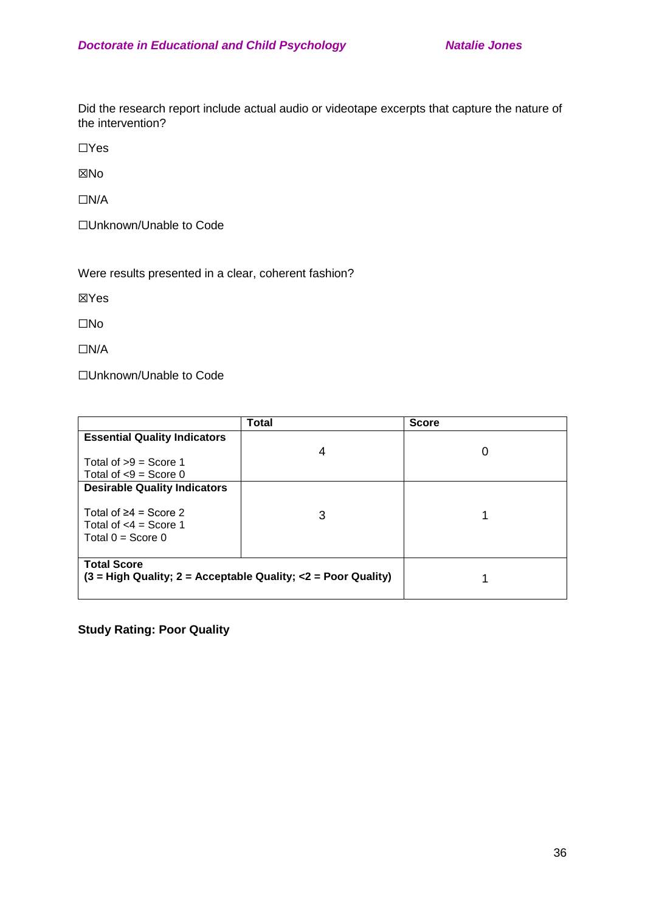Did the research report include actual audio or videotape excerpts that capture the nature of the intervention?

☐Yes

☒No

☐N/A

☐Unknown/Unable to Code

Were results presented in a clear, coherent fashion?

☒Yes

☐No

☐N/A

☐Unknown/Unable to Code

| | Total | Score |
|---|---|---|
| **Essential Quality Indicators**<br><br>Total of >9 = Score 1<br>Total of <9 = Score 0 | 4 | 0 |
| **Desirable Quality Indicators**<br><br>Total of ≥4 = Score 2<br>Total of <4 = Score 1<br>Total 0 = Score 0 | 3 | 1 |
| **Total Score**<br>**(3 = High Quality; 2 = Acceptable Quality; <2 = Poor Quality)** | | 1 |

**Study Rating: Poor Quality**